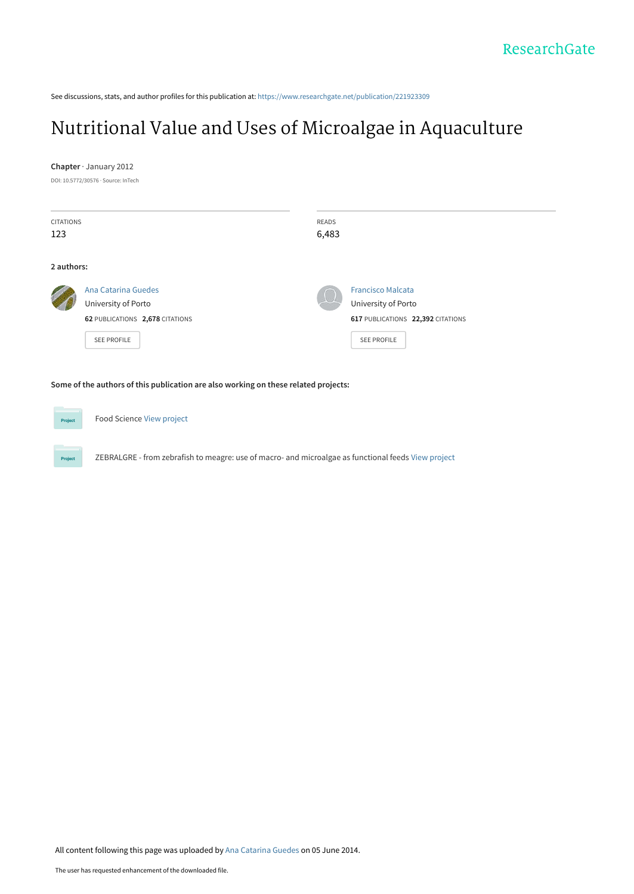See discussions, stats, and author profiles for this publication at: https://www.researchgate.net/publication/221923309

# Nutritional Value and Uses of Microalgae in Aquaculture

**Chapter** · January 2012

DOI: 10.5772/30576 · Source: InTech

CITATIONS
123

READS
6,483

**2 authors:**

Ana Catarina Guedes
University of Porto
**62** PUBLICATIONS **2,678** CITATIONS
SEE PROFILE

Francisco Malcata
University of Porto
**617** PUBLICATIONS **22,392** CITATIONS
SEE PROFILE

**Some of the authors of this publication are also working on these related projects:**

Food Science View project

ZEBRALGRE - from zebrafish to meagre: use of macro- and microalgae as functional feeds View project

All content following this page was uploaded by Ana Catarina Guedes on 05 June 2014.

The user has requested enhancement of the downloaded file.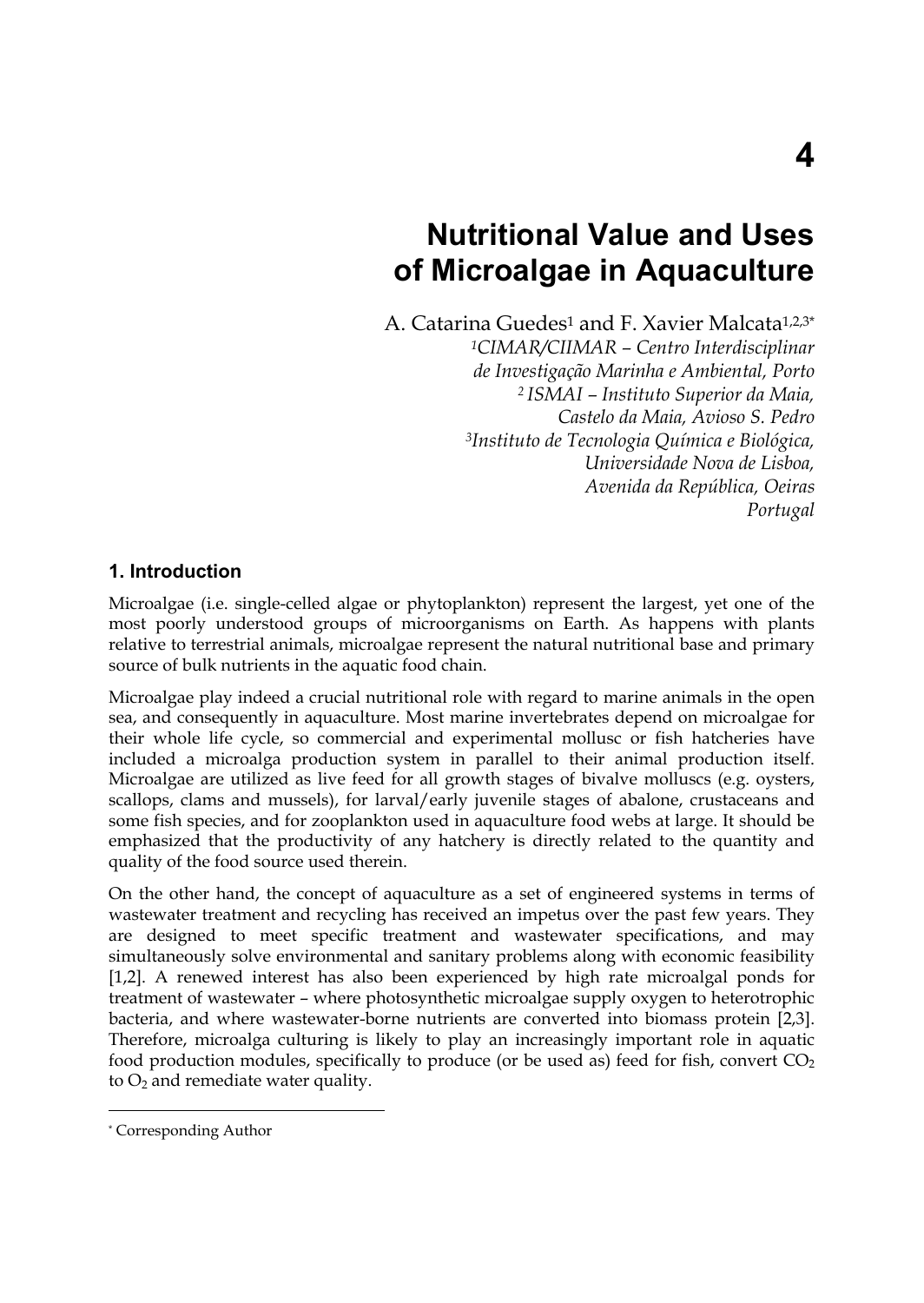# 4

# Nutritional Value and Uses of Microalgae in Aquaculture

A. Catarina Guedes[1] and F. Xavier Malcata[1,2,3*]

[1]*CIMAR/CIIMAR – Centro Interdisciplinar de Investigação Marinha e Ambiental, Porto*

[2] *ISMAI – Instituto Superior da Maia, Castelo da Maia, Avioso S. Pedro*

[3]*Instituto de Tecnologia Química e Biológica, Universidade Nova de Lisboa, Avenida da República, Oeiras*

*Portugal*

## 1. Introduction

Microalgae (i.e. single-celled algae or phytoplankton) represent the largest, yet one of the most poorly understood groups of microorganisms on Earth. As happens with plants relative to terrestrial animals, microalgae represent the natural nutritional base and primary source of bulk nutrients in the aquatic food chain.

Microalgae play indeed a crucial nutritional role with regard to marine animals in the open sea, and consequently in aquaculture. Most marine invertebrates depend on microalgae for their whole life cycle, so commercial and experimental mollusc or fish hatcheries have included a microalga production system in parallel to their animal production itself. Microalgae are utilized as live feed for all growth stages of bivalve molluscs (e.g. oysters, scallops, clams and mussels), for larval/early juvenile stages of abalone, crustaceans and some fish species, and for zooplankton used in aquaculture food webs at large. It should be emphasized that the productivity of any hatchery is directly related to the quantity and quality of the food source used therein.

On the other hand, the concept of aquaculture as a set of engineered systems in terms of wastewater treatment and recycling has received an impetus over the past few years. They are designed to meet specific treatment and wastewater specifications, and may simultaneously solve environmental and sanitary problems along with economic feasibility [1,2]. A renewed interest has also been experienced by high rate microalgal ponds for treatment of wastewater – where photosynthetic microalgae supply oxygen to heterotrophic bacteria, and where wastewater-borne nutrients are converted into biomass protein [2,3]. Therefore, microalga culturing is likely to play an increasingly important role in aquatic food production modules, specifically to produce (or be used as) feed for fish, convert $CO_2$ to $O_2$ and remediate water quality.

---

[*] Corresponding Author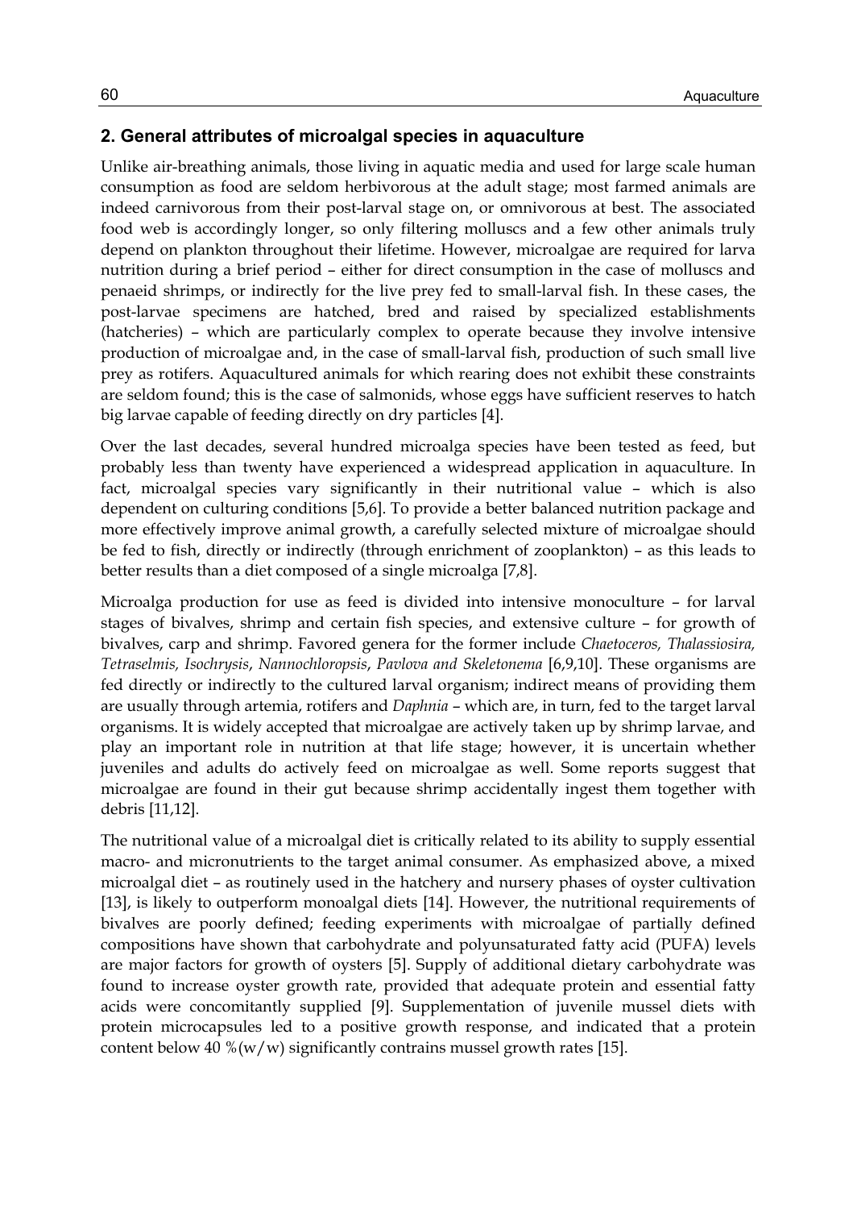## 2. General attributes of microalgal species in aquaculture

Unlike air-breathing animals, those living in aquatic media and used for large scale human consumption as food are seldom herbivorous at the adult stage; most farmed animals are indeed carnivorous from their post-larval stage on, or omnivorous at best. The associated food web is accordingly longer, so only filtering molluscs and a few other animals truly depend on plankton throughout their lifetime. However, microalgae are required for larva nutrition during a brief period – either for direct consumption in the case of molluscs and penaeid shrimps, or indirectly for the live prey fed to small-larval fish. In these cases, the post-larvae specimens are hatched, bred and raised by specialized establishments (hatcheries) – which are particularly complex to operate because they involve intensive production of microalgae and, in the case of small-larval fish, production of such small live prey as rotifers. Aquacultured animals for which rearing does not exhibit these constraints are seldom found; this is the case of salmonids, whose eggs have sufficient reserves to hatch big larvae capable of feeding directly on dry particles [4].

Over the last decades, several hundred microalga species have been tested as feed, but probably less than twenty have experienced a widespread application in aquaculture. In fact, microalgal species vary significantly in their nutritional value – which is also dependent on culturing conditions [5,6]. To provide a better balanced nutrition package and more effectively improve animal growth, a carefully selected mixture of microalgae should be fed to fish, directly or indirectly (through enrichment of zooplankton) – as this leads to better results than a diet composed of a single microalga [7,8].

Microalga production for use as feed is divided into intensive monoculture – for larval stages of bivalves, shrimp and certain fish species, and extensive culture – for growth of bivalves, carp and shrimp. Favored genera for the former include *Chaetoceros, Thalassiosira, Tetraselmis, Isochrysis*, *Nannochloropsis*, *Pavlova and Skeletonema* [6,9,10]. These organisms are fed directly or indirectly to the cultured larval organism; indirect means of providing them are usually through artemia, rotifers and *Daphnia* – which are, in turn, fed to the target larval organisms. It is widely accepted that microalgae are actively taken up by shrimp larvae, and play an important role in nutrition at that life stage; however, it is uncertain whether juveniles and adults do actively feed on microalgae as well. Some reports suggest that microalgae are found in their gut because shrimp accidentally ingest them together with debris [11,12].

The nutritional value of a microalgal diet is critically related to its ability to supply essential macro- and micronutrients to the target animal consumer. As emphasized above, a mixed microalgal diet – as routinely used in the hatchery and nursery phases of oyster cultivation [13], is likely to outperform monoalgal diets [14]. However, the nutritional requirements of bivalves are poorly defined; feeding experiments with microalgae of partially defined compositions have shown that carbohydrate and polyunsaturated fatty acid (PUFA) levels are major factors for growth of oysters [5]. Supply of additional dietary carbohydrate was found to increase oyster growth rate, provided that adequate protein and essential fatty acids were concomitantly supplied [9]. Supplementation of juvenile mussel diets with protein microcapsules led to a positive growth response, and indicated that a protein content below 40 %(w/w) significantly contrains mussel growth rates [15].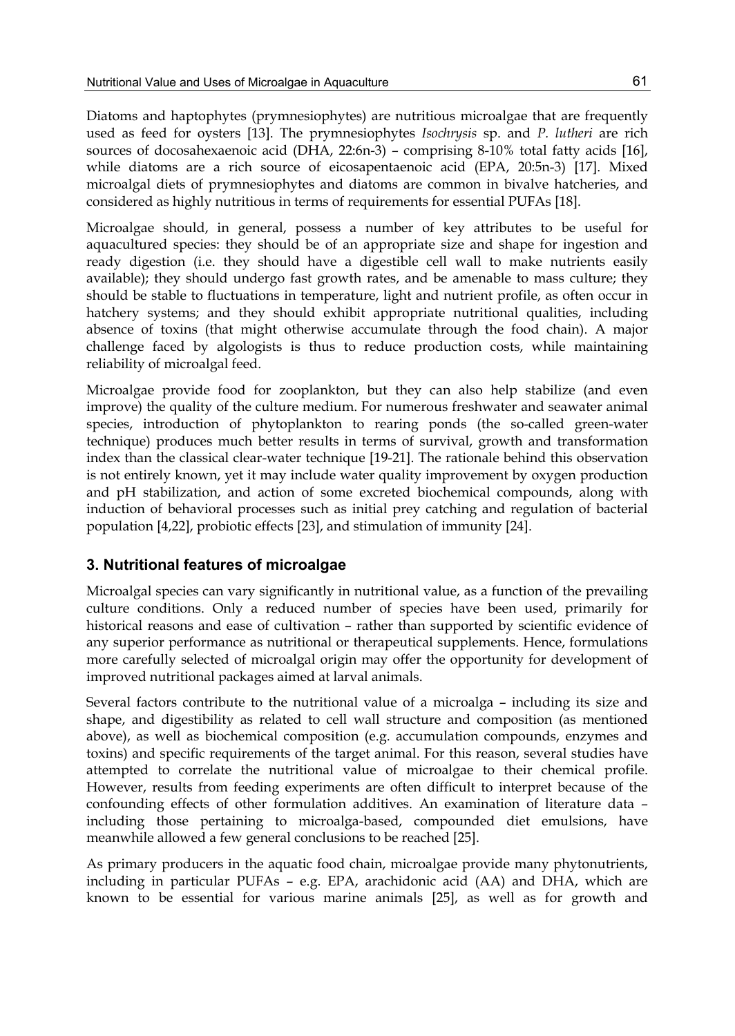Diatoms and haptophytes (prymnesiophytes) are nutritious microalgae that are frequently used as feed for oysters [13]. The prymnesiophytes *Isochrysis* sp. and *P. lutheri* are rich sources of docosahexaenoic acid (DHA, 22:6n-3) – comprising 8-10% total fatty acids [16], while diatoms are a rich source of eicosapentaenoic acid (EPA, 20:5n-3) [17]. Mixed microalgal diets of prymnesiophytes and diatoms are common in bivalve hatcheries, and considered as highly nutritious in terms of requirements for essential PUFAs [18].

Microalgae should, in general, possess a number of key attributes to be useful for aquacultured species: they should be of an appropriate size and shape for ingestion and ready digestion (i.e. they should have a digestible cell wall to make nutrients easily available); they should undergo fast growth rates, and be amenable to mass culture; they should be stable to fluctuations in temperature, light and nutrient profile, as often occur in hatchery systems; and they should exhibit appropriate nutritional qualities, including absence of toxins (that might otherwise accumulate through the food chain). A major challenge faced by algologists is thus to reduce production costs, while maintaining reliability of microalgal feed.

Microalgae provide food for zooplankton, but they can also help stabilize (and even improve) the quality of the culture medium. For numerous freshwater and seawater animal species, introduction of phytoplankton to rearing ponds (the so-called green-water technique) produces much better results in terms of survival, growth and transformation index than the classical clear-water technique [19-21]. The rationale behind this observation is not entirely known, yet it may include water quality improvement by oxygen production and pH stabilization, and action of some excreted biochemical compounds, along with induction of behavioral processes such as initial prey catching and regulation of bacterial population [4,22], probiotic effects [23], and stimulation of immunity [24].

## 3. Nutritional features of microalgae

Microalgal species can vary significantly in nutritional value, as a function of the prevailing culture conditions. Only a reduced number of species have been used, primarily for historical reasons and ease of cultivation – rather than supported by scientific evidence of any superior performance as nutritional or therapeutical supplements. Hence, formulations more carefully selected of microalgal origin may offer the opportunity for development of improved nutritional packages aimed at larval animals.

Several factors contribute to the nutritional value of a microalga – including its size and shape, and digestibility as related to cell wall structure and composition (as mentioned above), as well as biochemical composition (e.g. accumulation compounds, enzymes and toxins) and specific requirements of the target animal. For this reason, several studies have attempted to correlate the nutritional value of microalgae to their chemical profile. However, results from feeding experiments are often difficult to interpret because of the confounding effects of other formulation additives. An examination of literature data – including those pertaining to microalga-based, compounded diet emulsions, have meanwhile allowed a few general conclusions to be reached [25].

As primary producers in the aquatic food chain, microalgae provide many phytonutrients, including in particular PUFAs – e.g. EPA, arachidonic acid (AA) and DHA, which are known to be essential for various marine animals [25], as well as for growth and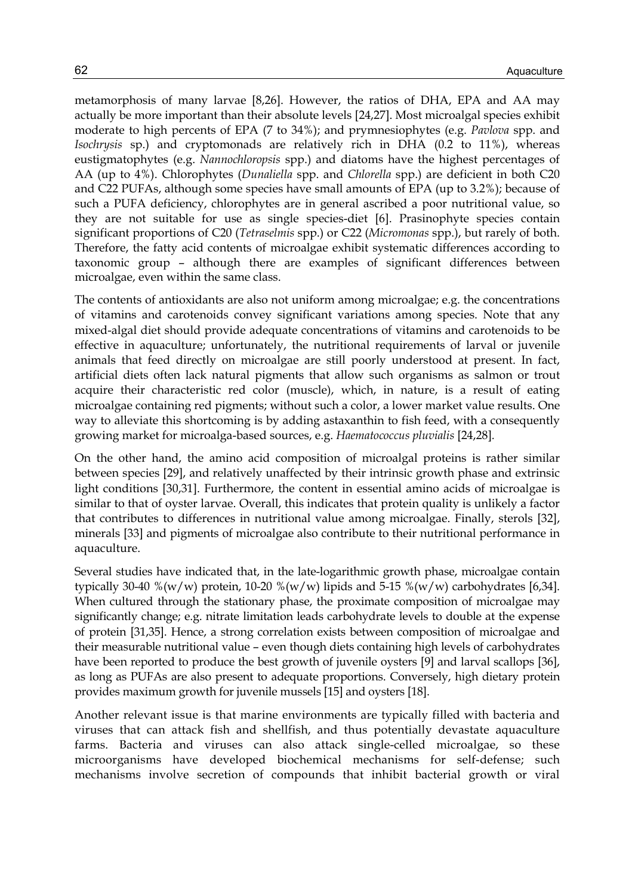metamorphosis of many larvae [8,26]. However, the ratios of DHA, EPA and AA may actually be more important than their absolute levels [24,27]. Most microalgal species exhibit moderate to high percents of EPA (7 to 34%); and prymnesiophytes (e.g. *Pavlova* spp. and *Isochrysis* sp.) and cryptomonads are relatively rich in DHA (0.2 to 11%), whereas eustigmatophytes (e.g. *Nannochloropsis* spp.) and diatoms have the highest percentages of AA (up to 4%). Chlorophytes (*Dunaliella* spp. and *Chlorella* spp.) are deficient in both C20 and C22 PUFAs, although some species have small amounts of EPA (up to 3.2%); because of such a PUFA deficiency, chlorophytes are in general ascribed a poor nutritional value, so they are not suitable for use as single species-diet [6]. Prasinophyte species contain significant proportions of C20 (*Tetraselmis* spp.) or C22 (*Micromonas* spp.), but rarely of both. Therefore, the fatty acid contents of microalgae exhibit systematic differences according to taxonomic group – although there are examples of significant differences between microalgae, even within the same class.

The contents of antioxidants are also not uniform among microalgae; e.g. the concentrations of vitamins and carotenoids convey significant variations among species. Note that any mixed-algal diet should provide adequate concentrations of vitamins and carotenoids to be effective in aquaculture; unfortunately, the nutritional requirements of larval or juvenile animals that feed directly on microalgae are still poorly understood at present. In fact, artificial diets often lack natural pigments that allow such organisms as salmon or trout acquire their characteristic red color (muscle), which, in nature, is a result of eating microalgae containing red pigments; without such a color, a lower market value results. One way to alleviate this shortcoming is by adding astaxanthin to fish feed, with a consequently growing market for microalga-based sources, e.g. *Haematococcus pluvialis* [24,28].

On the other hand, the amino acid composition of microalgal proteins is rather similar between species [29], and relatively unaffected by their intrinsic growth phase and extrinsic light conditions [30,31]. Furthermore, the content in essential amino acids of microalgae is similar to that of oyster larvae. Overall, this indicates that protein quality is unlikely a factor that contributes to differences in nutritional value among microalgae. Finally, sterols [32], minerals [33] and pigments of microalgae also contribute to their nutritional performance in aquaculture.

Several studies have indicated that, in the late-logarithmic growth phase, microalgae contain typically 30-40 %(w/w) protein, 10-20 %(w/w) lipids and 5-15 %(w/w) carbohydrates [6,34]. When cultured through the stationary phase, the proximate composition of microalgae may significantly change; e.g. nitrate limitation leads carbohydrate levels to double at the expense of protein [31,35]. Hence, a strong correlation exists between composition of microalgae and their measurable nutritional value – even though diets containing high levels of carbohydrates have been reported to produce the best growth of juvenile oysters [9] and larval scallops [36], as long as PUFAs are also present to adequate proportions. Conversely, high dietary protein provides maximum growth for juvenile mussels [15] and oysters [18].

Another relevant issue is that marine environments are typically filled with bacteria and viruses that can attack fish and shellfish, and thus potentially devastate aquaculture farms. Bacteria and viruses can also attack single-celled microalgae, so these microorganisms have developed biochemical mechanisms for self-defense; such mechanisms involve secretion of compounds that inhibit bacterial growth or viral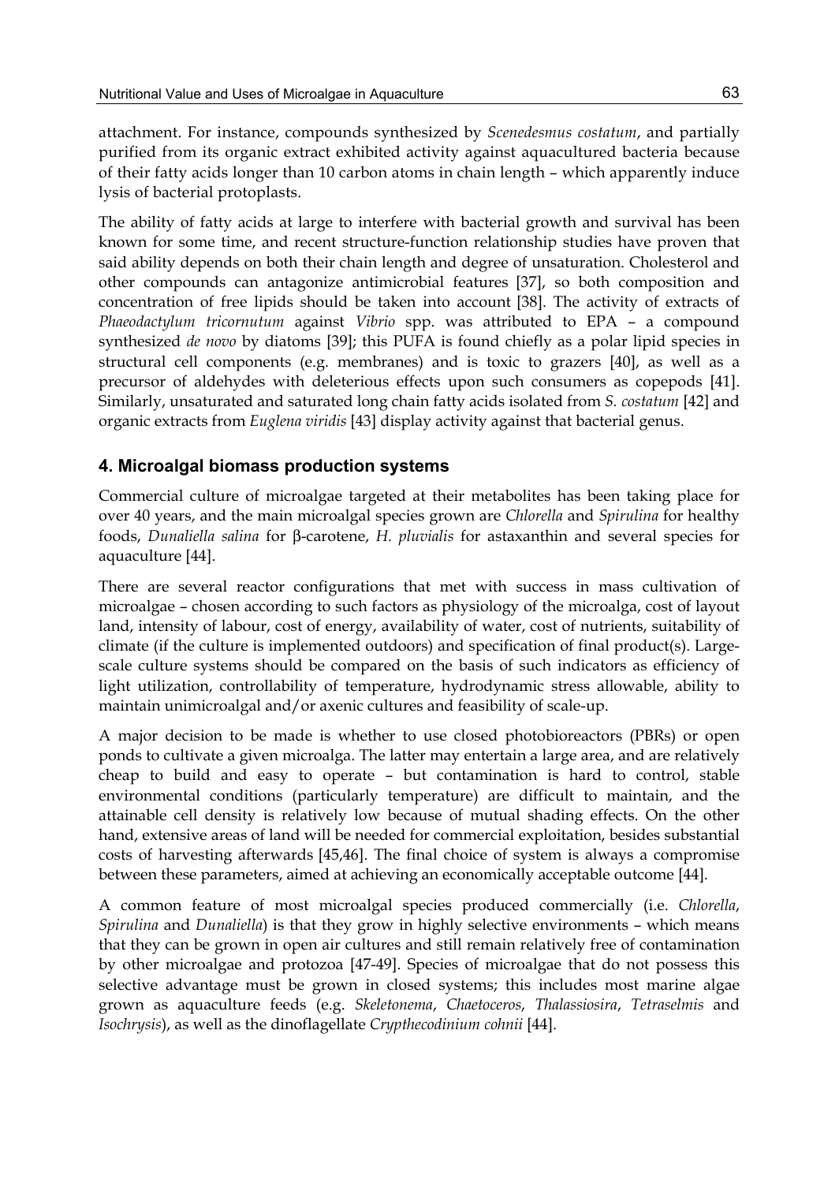attachment. For instance, compounds synthesized by *Scenedesmus costatum*, and partially purified from its organic extract exhibited activity against aquacultured bacteria because of their fatty acids longer than 10 carbon atoms in chain length – which apparently induce lysis of bacterial protoplasts.

The ability of fatty acids at large to interfere with bacterial growth and survival has been known for some time, and recent structure-function relationship studies have proven that said ability depends on both their chain length and degree of unsaturation. Cholesterol and other compounds can antagonize antimicrobial features [37], so both composition and concentration of free lipids should be taken into account [38]. The activity of extracts of *Phaeodactylum tricornutum* against *Vibrio* spp. was attributed to EPA – a compound synthesized *de novo* by diatoms [39]; this PUFA is found chiefly as a polar lipid species in structural cell components (e.g. membranes) and is toxic to grazers [40], as well as a precursor of aldehydes with deleterious effects upon such consumers as copepods [41]. Similarly, unsaturated and saturated long chain fatty acids isolated from *S. costatum* [42] and organic extracts from *Euglena viridis* [43] display activity against that bacterial genus.

## 4. Microalgal biomass production systems

Commercial culture of microalgae targeted at their metabolites has been taking place for over 40 years, and the main microalgal species grown are *Chlorella* and *Spirulina* for healthy foods, *Dunaliella salina* for β-carotene, *H. pluvialis* for astaxanthin and several species for aquaculture [44].

There are several reactor configurations that met with success in mass cultivation of microalgae – chosen according to such factors as physiology of the microalga, cost of layout land, intensity of labour, cost of energy, availability of water, cost of nutrients, suitability of climate (if the culture is implemented outdoors) and specification of final product(s). Large-scale culture systems should be compared on the basis of such indicators as efficiency of light utilization, controllability of temperature, hydrodynamic stress allowable, ability to maintain unimicroalgal and/or axenic cultures and feasibility of scale-up.

A major decision to be made is whether to use closed photobioreactors (PBRs) or open ponds to cultivate a given microalga. The latter may entertain a large area, and are relatively cheap to build and easy to operate – but contamination is hard to control, stable environmental conditions (particularly temperature) are difficult to maintain, and the attainable cell density is relatively low because of mutual shading effects. On the other hand, extensive areas of land will be needed for commercial exploitation, besides substantial costs of harvesting afterwards [45,46]. The final choice of system is always a compromise between these parameters, aimed at achieving an economically acceptable outcome [44].

A common feature of most microalgal species produced commercially (i.e. *Chlorella*, *Spirulina* and *Dunaliella*) is that they grow in highly selective environments – which means that they can be grown in open air cultures and still remain relatively free of contamination by other microalgae and protozoa [47-49]. Species of microalgae that do not possess this selective advantage must be grown in closed systems; this includes most marine algae grown as aquaculture feeds (e.g. *Skeletonema*, *Chaetoceros*, *Thalassiosira*, *Tetraselmis* and *Isochrysis*), as well as the dinoflagellate *Crypthecodinium cohnii* [44].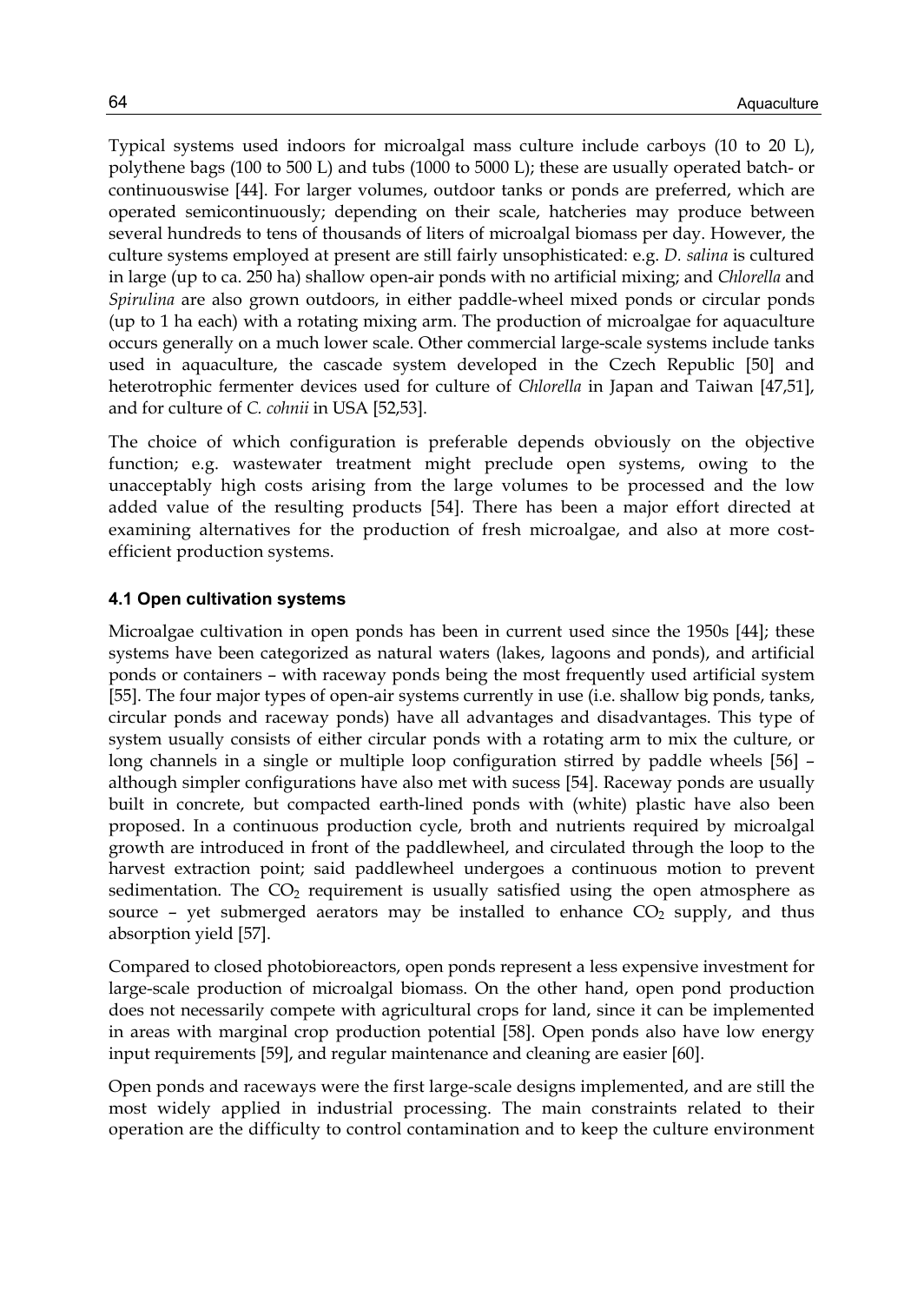Typical systems used indoors for microalgal mass culture include carboys (10 to 20 L), polythene bags (100 to 500 L) and tubs (1000 to 5000 L); these are usually operated batch- or continuouswise [44]. For larger volumes, outdoor tanks or ponds are preferred, which are operated semicontinuously; depending on their scale, hatcheries may produce between several hundreds to tens of thousands of liters of microalgal biomass per day. However, the culture systems employed at present are still fairly unsophisticated: e.g. *D. salina* is cultured in large (up to ca. 250 ha) shallow open-air ponds with no artificial mixing; and *Chlorella* and *Spirulina* are also grown outdoors, in either paddle-wheel mixed ponds or circular ponds (up to 1 ha each) with a rotating mixing arm. The production of microalgae for aquaculture occurs generally on a much lower scale. Other commercial large-scale systems include tanks used in aquaculture, the cascade system developed in the Czech Republic [50] and heterotrophic fermenter devices used for culture of *Chlorella* in Japan and Taiwan [47,51], and for culture of *C. cohnii* in USA [52,53].

The choice of which configuration is preferable depends obviously on the objective function; e.g. wastewater treatment might preclude open systems, owing to the unacceptably high costs arising from the large volumes to be processed and the low added value of the resulting products [54]. There has been a major effort directed at examining alternatives for the production of fresh microalgae, and also at more cost-efficient production systems.

### 4.1 Open cultivation systems

Microalgae cultivation in open ponds has been in current used since the 1950s [44]; these systems have been categorized as natural waters (lakes, lagoons and ponds), and artificial ponds or containers – with raceway ponds being the most frequently used artificial system [55]. The four major types of open-air systems currently in use (i.e. shallow big ponds, tanks, circular ponds and raceway ponds) have all advantages and disadvantages. This type of system usually consists of either circular ponds with a rotating arm to mix the culture, or long channels in a single or multiple loop configuration stirred by paddle wheels [56] – although simpler configurations have also met with sucess [54]. Raceway ponds are usually built in concrete, but compacted earth-lined ponds with (white) plastic have also been proposed. In a continuous production cycle, broth and nutrients required by microalgal growth are introduced in front of the paddlewheel, and circulated through the loop to the harvest extraction point; said paddlewheel undergoes a continuous motion to prevent sedimentation. The $CO_2$ requirement is usually satisfied using the open atmosphere as source – yet submerged aerators may be installed to enhance $CO_2$ supply, and thus absorption yield [57].

Compared to closed photobioreactors, open ponds represent a less expensive investment for large-scale production of microalgal biomass. On the other hand, open pond production does not necessarily compete with agricultural crops for land, since it can be implemented in areas with marginal crop production potential [58]. Open ponds also have low energy input requirements [59], and regular maintenance and cleaning are easier [60].

Open ponds and raceways were the first large-scale designs implemented, and are still the most widely applied in industrial processing. The main constraints related to their operation are the difficulty to control contamination and to keep the culture environment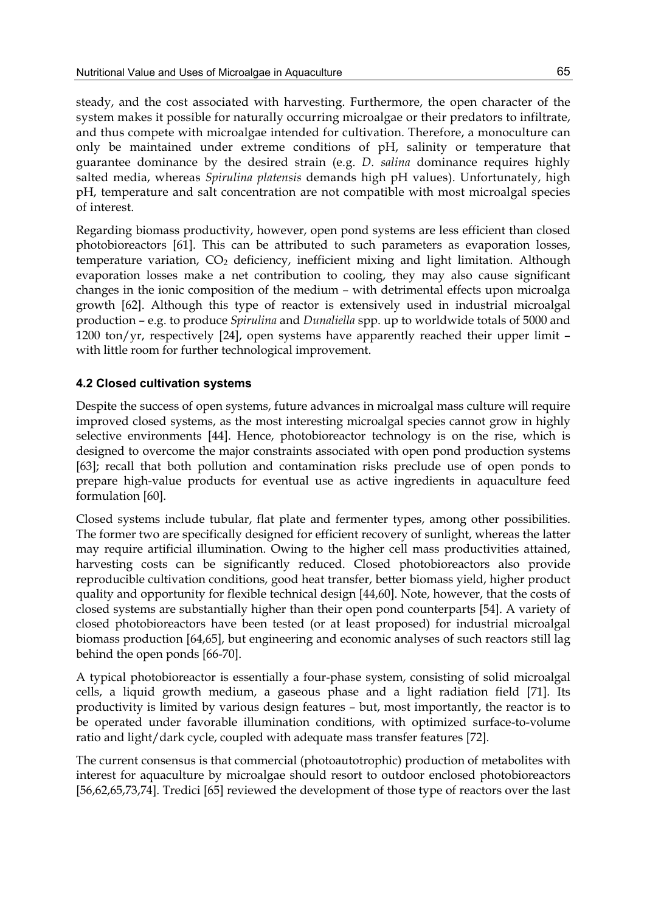steady, and the cost associated with harvesting. Furthermore, the open character of the system makes it possible for naturally occurring microalgae or their predators to infiltrate, and thus compete with microalgae intended for cultivation. Therefore, a monoculture can only be maintained under extreme conditions of pH, salinity or temperature that guarantee dominance by the desired strain (e.g. *D. salina* dominance requires highly salted media, whereas *Spirulina platensis* demands high pH values). Unfortunately, high pH, temperature and salt concentration are not compatible with most microalgal species of interest.

Regarding biomass productivity, however, open pond systems are less efficient than closed photobioreactors [61]. This can be attributed to such parameters as evaporation losses, temperature variation, $CO_2$ deficiency, inefficient mixing and light limitation. Although evaporation losses make a net contribution to cooling, they may also cause significant changes in the ionic composition of the medium – with detrimental effects upon microalga growth [62]. Although this type of reactor is extensively used in industrial microalgal production – e.g. to produce *Spirulina* and *Dunaliella* spp. up to worldwide totals of 5000 and 1200 ton/yr, respectively [24], open systems have apparently reached their upper limit – with little room for further technological improvement.

### 4.2 Closed cultivation systems

Despite the success of open systems, future advances in microalgal mass culture will require improved closed systems, as the most interesting microalgal species cannot grow in highly selective environments [44]. Hence, photobioreactor technology is on the rise, which is designed to overcome the major constraints associated with open pond production systems [63]; recall that both pollution and contamination risks preclude use of open ponds to prepare high-value products for eventual use as active ingredients in aquaculture feed formulation [60].

Closed systems include tubular, flat plate and fermenter types, among other possibilities. The former two are specifically designed for efficient recovery of sunlight, whereas the latter may require artificial illumination. Owing to the higher cell mass productivities attained, harvesting costs can be significantly reduced. Closed photobioreactors also provide reproducible cultivation conditions, good heat transfer, better biomass yield, higher product quality and opportunity for flexible technical design [44,60]. Note, however, that the costs of closed systems are substantially higher than their open pond counterparts [54]. A variety of closed photobioreactors have been tested (or at least proposed) for industrial microalgal biomass production [64,65], but engineering and economic analyses of such reactors still lag behind the open ponds [66-70].

A typical photobioreactor is essentially a four-phase system, consisting of solid microalgal cells, a liquid growth medium, a gaseous phase and a light radiation field [71]. Its productivity is limited by various design features – but, most importantly, the reactor is to be operated under favorable illumination conditions, with optimized surface-to-volume ratio and light/dark cycle, coupled with adequate mass transfer features [72].

The current consensus is that commercial (photoautotrophic) production of metabolites with interest for aquaculture by microalgae should resort to outdoor enclosed photobioreactors [56,62,65,73,74]. Tredici [65] reviewed the development of those type of reactors over the last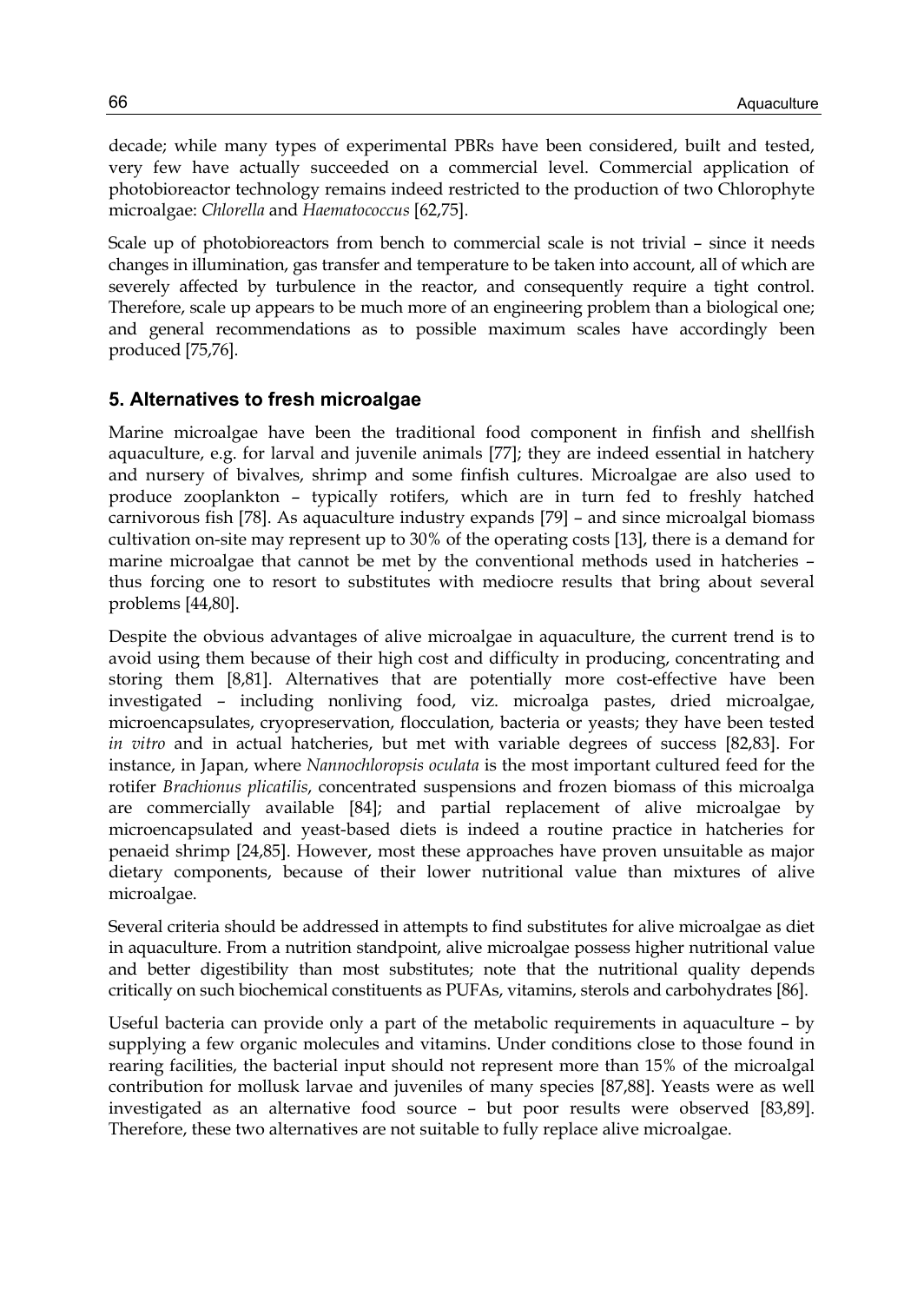decade; while many types of experimental PBRs have been considered, built and tested, very few have actually succeeded on a commercial level. Commercial application of photobioreactor technology remains indeed restricted to the production of two Chlorophyte microalgae: *Chlorella* and *Haematococcus* [62,75].

Scale up of photobioreactors from bench to commercial scale is not trivial – since it needs changes in illumination, gas transfer and temperature to be taken into account, all of which are severely affected by turbulence in the reactor, and consequently require a tight control. Therefore, scale up appears to be much more of an engineering problem than a biological one; and general recommendations as to possible maximum scales have accordingly been produced [75,76].

## 5. Alternatives to fresh microalgae

Marine microalgae have been the traditional food component in finfish and shellfish aquaculture, e.g. for larval and juvenile animals [77]; they are indeed essential in hatchery and nursery of bivalves, shrimp and some finfish cultures. Microalgae are also used to produce zooplankton – typically rotifers, which are in turn fed to freshly hatched carnivorous fish [78]. As aquaculture industry expands [79] – and since microalgal biomass cultivation on-site may represent up to 30% of the operating costs [13], there is a demand for marine microalgae that cannot be met by the conventional methods used in hatcheries – thus forcing one to resort to substitutes with mediocre results that bring about several problems [44,80].

Despite the obvious advantages of alive microalgae in aquaculture, the current trend is to avoid using them because of their high cost and difficulty in producing, concentrating and storing them [8,81]. Alternatives that are potentially more cost-effective have been investigated – including nonliving food, viz. microalga pastes, dried microalgae, microencapsulates, cryopreservation, flocculation, bacteria or yeasts; they have been tested *in vitro* and in actual hatcheries, but met with variable degrees of success [82,83]. For instance, in Japan, where *Nannochloropsis oculata* is the most important cultured feed for the rotifer *Brachionus plicatilis*, concentrated suspensions and frozen biomass of this microalga are commercially available [84]; and partial replacement of alive microalgae by microencapsulated and yeast-based diets is indeed a routine practice in hatcheries for penaeid shrimp [24,85]. However, most these approaches have proven unsuitable as major dietary components, because of their lower nutritional value than mixtures of alive microalgae.

Several criteria should be addressed in attempts to find substitutes for alive microalgae as diet in aquaculture. From a nutrition standpoint, alive microalgae possess higher nutritional value and better digestibility than most substitutes; note that the nutritional quality depends critically on such biochemical constituents as PUFAs, vitamins, sterols and carbohydrates [86].

Useful bacteria can provide only a part of the metabolic requirements in aquaculture – by supplying a few organic molecules and vitamins. Under conditions close to those found in rearing facilities, the bacterial input should not represent more than 15% of the microalgal contribution for mollusk larvae and juveniles of many species [87,88]. Yeasts were as well investigated as an alternative food source – but poor results were observed [83,89]. Therefore, these two alternatives are not suitable to fully replace alive microalgae.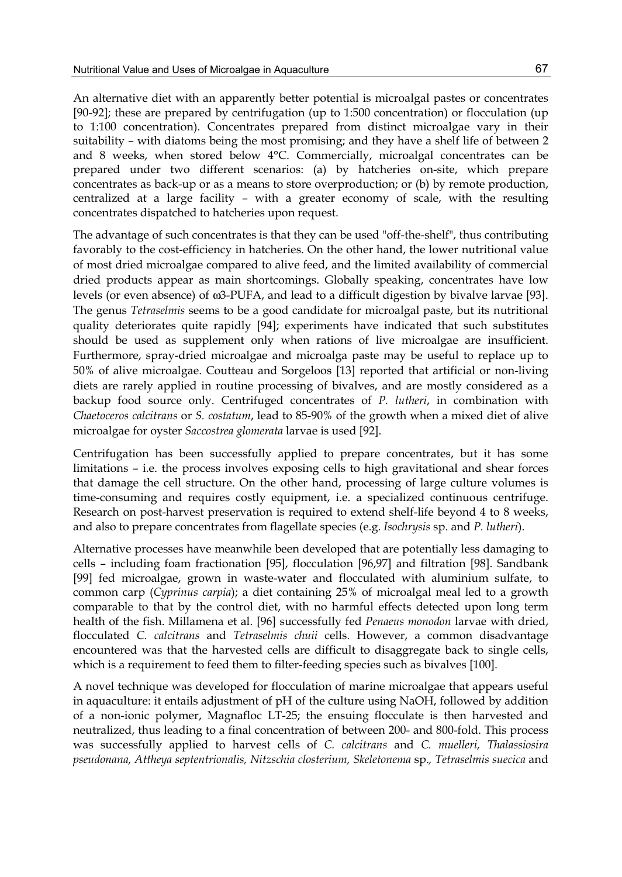An alternative diet with an apparently better potential is microalgal pastes or concentrates [90-92]; these are prepared by centrifugation (up to 1:500 concentration) or flocculation (up to 1:100 concentration). Concentrates prepared from distinct microalgae vary in their suitability – with diatoms being the most promising; and they have a shelf life of between 2 and 8 weeks, when stored below 4°C. Commercially, microalgal concentrates can be prepared under two different scenarios: (a) by hatcheries on-site, which prepare concentrates as back-up or as a means to store overproduction; or (b) by remote production, centralized at a large facility – with a greater economy of scale, with the resulting concentrates dispatched to hatcheries upon request.

The advantage of such concentrates is that they can be used "off-the-shelf", thus contributing favorably to the cost-efficiency in hatcheries. On the other hand, the lower nutritional value of most dried microalgae compared to alive feed, and the limited availability of commercial dried products appear as main shortcomings. Globally speaking, concentrates have low levels (or even absence) of ω3-PUFA, and lead to a difficult digestion by bivalve larvae [93]. The genus *Tetraselmis* seems to be a good candidate for microalgal paste, but its nutritional quality deteriorates quite rapidly [94]; experiments have indicated that such substitutes should be used as supplement only when rations of live microalgae are insufficient. Furthermore, spray-dried microalgae and microalga paste may be useful to replace up to 50% of alive microalgae. Coutteau and Sorgeloos [13] reported that artificial or non-living diets are rarely applied in routine processing of bivalves, and are mostly considered as a backup food source only. Centrifuged concentrates of *P. lutheri*, in combination with *Chaetoceros calcitrans* or *S. costatum*, lead to 85-90% of the growth when a mixed diet of alive microalgae for oyster *Saccostrea glomerata* larvae is used [92].

Centrifugation has been successfully applied to prepare concentrates, but it has some limitations – i.e. the process involves exposing cells to high gravitational and shear forces that damage the cell structure. On the other hand, processing of large culture volumes is time-consuming and requires costly equipment, i.e. a specialized continuous centrifuge. Research on post-harvest preservation is required to extend shelf-life beyond 4 to 8 weeks, and also to prepare concentrates from flagellate species (e.g. *Isochrysis* sp. and *P. lutheri*).

Alternative processes have meanwhile been developed that are potentially less damaging to cells – including foam fractionation [95], flocculation [96,97] and filtration [98]. Sandbank [99] fed microalgae, grown in waste-water and flocculated with aluminium sulfate, to common carp (*Cyprinus carpia*); a diet containing 25% of microalgal meal led to a growth comparable to that by the control diet, with no harmful effects detected upon long term health of the fish. Millamena et al. [96] successfully fed *Penaeus monodon* larvae with dried, flocculated *C. calcitrans* and *Tetraselmis chuii* cells. However, a common disadvantage encountered was that the harvested cells are difficult to disaggregate back to single cells, which is a requirement to feed them to filter-feeding species such as bivalves [100].

A novel technique was developed for flocculation of marine microalgae that appears useful in aquaculture: it entails adjustment of pH of the culture using NaOH, followed by addition of a non-ionic polymer, Magnafloc LT-25; the ensuing flocculate is then harvested and neutralized, thus leading to a final concentration of between 200- and 800-fold. This process was successfully applied to harvest cells of *C. calcitrans* and *C. muelleri, Thalassiosira pseudonana, Attheya septentrionalis, Nitzschia closterium, Skeletonema* sp., *Tetraselmis suecica* and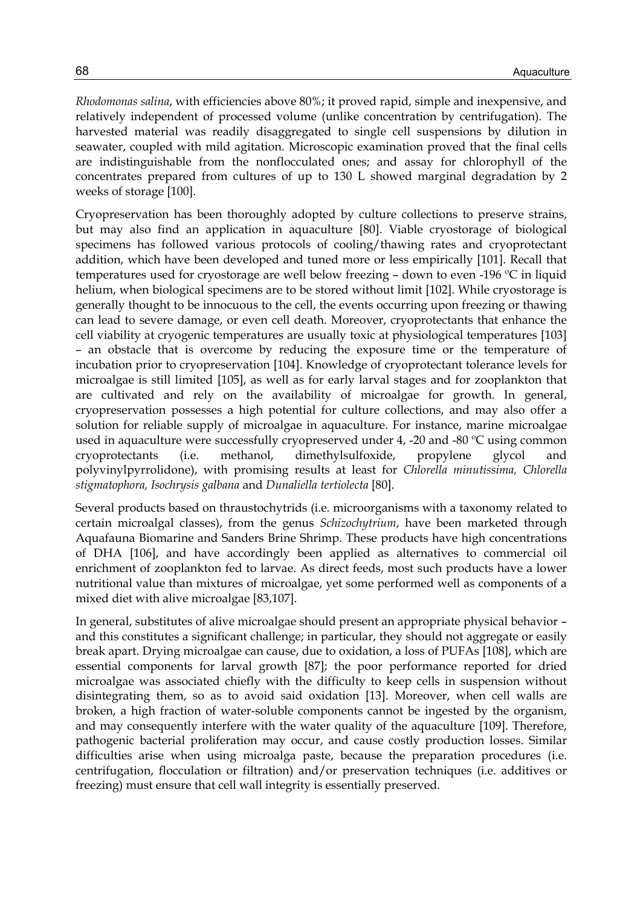*Rhodomonas salina*, with efficiencies above 80%; it proved rapid, simple and inexpensive, and relatively independent of processed volume (unlike concentration by centrifugation). The harvested material was readily disaggregated to single cell suspensions by dilution in seawater, coupled with mild agitation. Microscopic examination proved that the final cells are indistinguishable from the nonflocculated ones; and assay for chlorophyll of the concentrates prepared from cultures of up to 130 L showed marginal degradation by 2 weeks of storage [100].

Cryopreservation has been thoroughly adopted by culture collections to preserve strains, but may also find an application in aquaculture [80]. Viable cryostorage of biological specimens has followed various protocols of cooling/thawing rates and cryoprotectant addition, which have been developed and tuned more or less empirically [101]. Recall that temperatures used for cryostorage are well below freezing – down to even -196 ºC in liquid helium, when biological specimens are to be stored without limit [102]. While cryostorage is generally thought to be innocuous to the cell, the events occurring upon freezing or thawing can lead to severe damage, or even cell death. Moreover, cryoprotectants that enhance the cell viability at cryogenic temperatures are usually toxic at physiological temperatures [103] – an obstacle that is overcome by reducing the exposure time or the temperature of incubation prior to cryopreservation [104]. Knowledge of cryoprotectant tolerance levels for microalgae is still limited [105], as well as for early larval stages and for zooplankton that are cultivated and rely on the availability of microalgae for growth. In general, cryopreservation possesses a high potential for culture collections, and may also offer a solution for reliable supply of microalgae in aquaculture. For instance, marine microalgae used in aquaculture were successfully cryopreserved under 4, -20 and -80 ºC using common cryoprotectants (i.e. methanol, dimethylsulfoxide, propylene glycol and polyvinylpyrrolidone), with promising results at least for *Chlorella minutissima, Chlorella stigmatophora, Isochrysis galbana* and *Dunaliella tertiolecta* [80].

Several products based on thraustochytrids (i.e. microorganisms with a taxonomy related to certain microalgal classes), from the genus *Schizochytrium*, have been marketed through Aquafauna Biomarine and Sanders Brine Shrimp. These products have high concentrations of DHA [106], and have accordingly been applied as alternatives to commercial oil enrichment of zooplankton fed to larvae. As direct feeds, most such products have a lower nutritional value than mixtures of microalgae, yet some performed well as components of a mixed diet with alive microalgae [83,107].

In general, substitutes of alive microalgae should present an appropriate physical behavior – and this constitutes a significant challenge; in particular, they should not aggregate or easily break apart. Drying microalgae can cause, due to oxidation, a loss of PUFAs [108], which are essential components for larval growth [87]; the poor performance reported for dried microalgae was associated chiefly with the difficulty to keep cells in suspension without disintegrating them, so as to avoid said oxidation [13]. Moreover, when cell walls are broken, a high fraction of water-soluble components cannot be ingested by the organism, and may consequently interfere with the water quality of the aquaculture [109]. Therefore, pathogenic bacterial proliferation may occur, and cause costly production losses. Similar difficulties arise when using microalga paste, because the preparation procedures (i.e. centrifugation, flocculation or filtration) and/or preservation techniques (i.e. additives or freezing) must ensure that cell wall integrity is essentially preserved.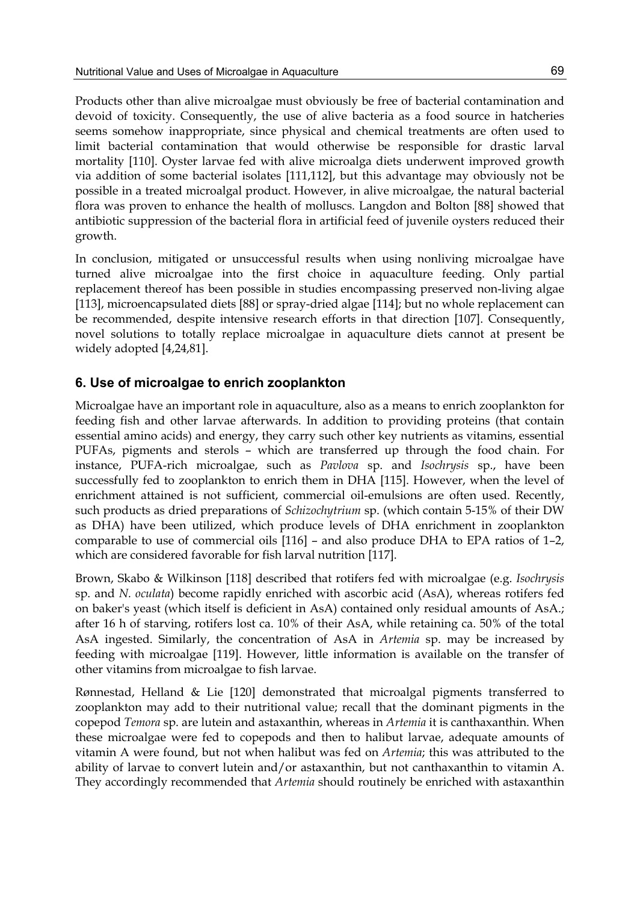Products other than alive microalgae must obviously be free of bacterial contamination and devoid of toxicity. Consequently, the use of alive bacteria as a food source in hatcheries seems somehow inappropriate, since physical and chemical treatments are often used to limit bacterial contamination that would otherwise be responsible for drastic larval mortality [110]. Oyster larvae fed with alive microalga diets underwent improved growth via addition of some bacterial isolates [111,112], but this advantage may obviously not be possible in a treated microalgal product. However, in alive microalgae, the natural bacterial flora was proven to enhance the health of molluscs. Langdon and Bolton [88] showed that antibiotic suppression of the bacterial flora in artificial feed of juvenile oysters reduced their growth.

In conclusion, mitigated or unsuccessful results when using nonliving microalgae have turned alive microalgae into the first choice in aquaculture feeding. Only partial replacement thereof has been possible in studies encompassing preserved non-living algae [113], microencapsulated diets [88] or spray-dried algae [114]; but no whole replacement can be recommended, despite intensive research efforts in that direction [107]. Consequently, novel solutions to totally replace microalgae in aquaculture diets cannot at present be widely adopted [4,24,81].

## 6. Use of microalgae to enrich zooplankton

Microalgae have an important role in aquaculture, also as a means to enrich zooplankton for feeding fish and other larvae afterwards. In addition to providing proteins (that contain essential amino acids) and energy, they carry such other key nutrients as vitamins, essential PUFAs, pigments and sterols – which are transferred up through the food chain. For instance, PUFA-rich microalgae, such as *Pavlova* sp. and *Isochrysis* sp., have been successfully fed to zooplankton to enrich them in DHA [115]. However, when the level of enrichment attained is not sufficient, commercial oil-emulsions are often used. Recently, such products as dried preparations of *Schizochytrium* sp. (which contain 5-15% of their DW as DHA) have been utilized, which produce levels of DHA enrichment in zooplankton comparable to use of commercial oils [116] – and also produce DHA to EPA ratios of 1–2, which are considered favorable for fish larval nutrition [117].

Brown, Skabo & Wilkinson [118] described that rotifers fed with microalgae (e.g. *Isochrysis* sp. and *N. oculata*) become rapidly enriched with ascorbic acid (AsA), whereas rotifers fed on baker's yeast (which itself is deficient in AsA) contained only residual amounts of AsA.; after 16 h of starving, rotifers lost ca. 10% of their AsA, while retaining ca. 50% of the total AsA ingested. Similarly, the concentration of AsA in *Artemia* sp. may be increased by feeding with microalgae [119]. However, little information is available on the transfer of other vitamins from microalgae to fish larvae.

Rønnestad, Helland & Lie [120] demonstrated that microalgal pigments transferred to zooplankton may add to their nutritional value; recall that the dominant pigments in the copepod *Temora* sp. are lutein and astaxanthin, whereas in *Artemia* it is canthaxanthin. When these microalgae were fed to copepods and then to halibut larvae, adequate amounts of vitamin A were found, but not when halibut was fed on *Artemia*; this was attributed to the ability of larvae to convert lutein and/or astaxanthin, but not canthaxanthin to vitamin A. They accordingly recommended that *Artemia* should routinely be enriched with astaxanthin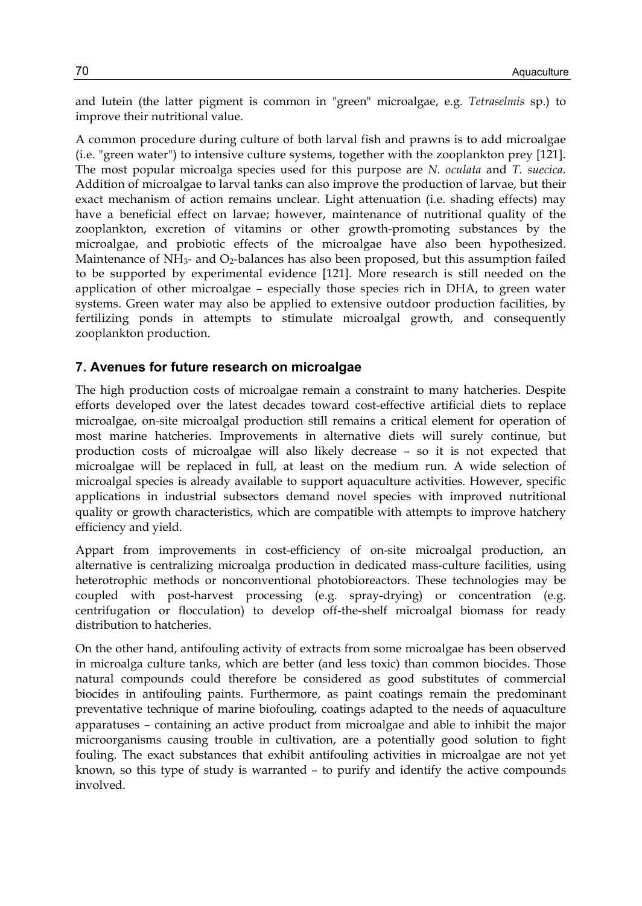and lutein (the latter pigment is common in "green" microalgae, e.g. *Tetraselmis* sp.) to improve their nutritional value.

A common procedure during culture of both larval fish and prawns is to add microalgae (i.e. "green water") to intensive culture systems, together with the zooplankton prey [121]. The most popular microalga species used for this purpose are *N. oculata* and *T. suecica*. Addition of microalgae to larval tanks can also improve the production of larvae, but their exact mechanism of action remains unclear. Light attenuation (i.e. shading effects) may have a beneficial effect on larvae; however, maintenance of nutritional quality of the zooplankton, excretion of vitamins or other growth-promoting substances by the microalgae, and probiotic effects of the microalgae have also been hypothesized. Maintenance of $NH_3$- and $O_2$-balances has also been proposed, but this assumption failed to be supported by experimental evidence [121]. More research is still needed on the application of other microalgae – especially those species rich in DHA, to green water systems. Green water may also be applied to extensive outdoor production facilities, by fertilizing ponds in attempts to stimulate microalgal growth, and consequently zooplankton production.

## 7. Avenues for future research on microalgae

The high production costs of microalgae remain a constraint to many hatcheries. Despite efforts developed over the latest decades toward cost-effective artificial diets to replace microalgae, on-site microalgal production still remains a critical element for operation of most marine hatcheries. Improvements in alternative diets will surely continue, but production costs of microalgae will also likely decrease – so it is not expected that microalgae will be replaced in full, at least on the medium run. A wide selection of microalgal species is already available to support aquaculture activities. However, specific applications in industrial subsectors demand novel species with improved nutritional quality or growth characteristics, which are compatible with attempts to improve hatchery efficiency and yield.

Appart from improvements in cost-efficiency of on-site microalgal production, an alternative is centralizing microalga production in dedicated mass-culture facilities, using heterotrophic methods or nonconventional photobioreactors. These technologies may be coupled with post-harvest processing (e.g. spray-drying) or concentration (e.g. centrifugation or flocculation) to develop off-the-shelf microalgal biomass for ready distribution to hatcheries.

On the other hand, antifouling activity of extracts from some microalgae has been observed in microalga culture tanks, which are better (and less toxic) than common biocides. Those natural compounds could therefore be considered as good substitutes of commercial biocides in antifouling paints. Furthermore, as paint coatings remain the predominant preventative technique of marine biofouling, coatings adapted to the needs of aquaculture apparatuses – containing an active product from microalgae and able to inhibit the major microorganisms causing trouble in cultivation, are a potentially good solution to fight fouling. The exact substances that exhibit antifouling activities in microalgae are not yet known, so this type of study is warranted – to purify and identify the active compounds involved.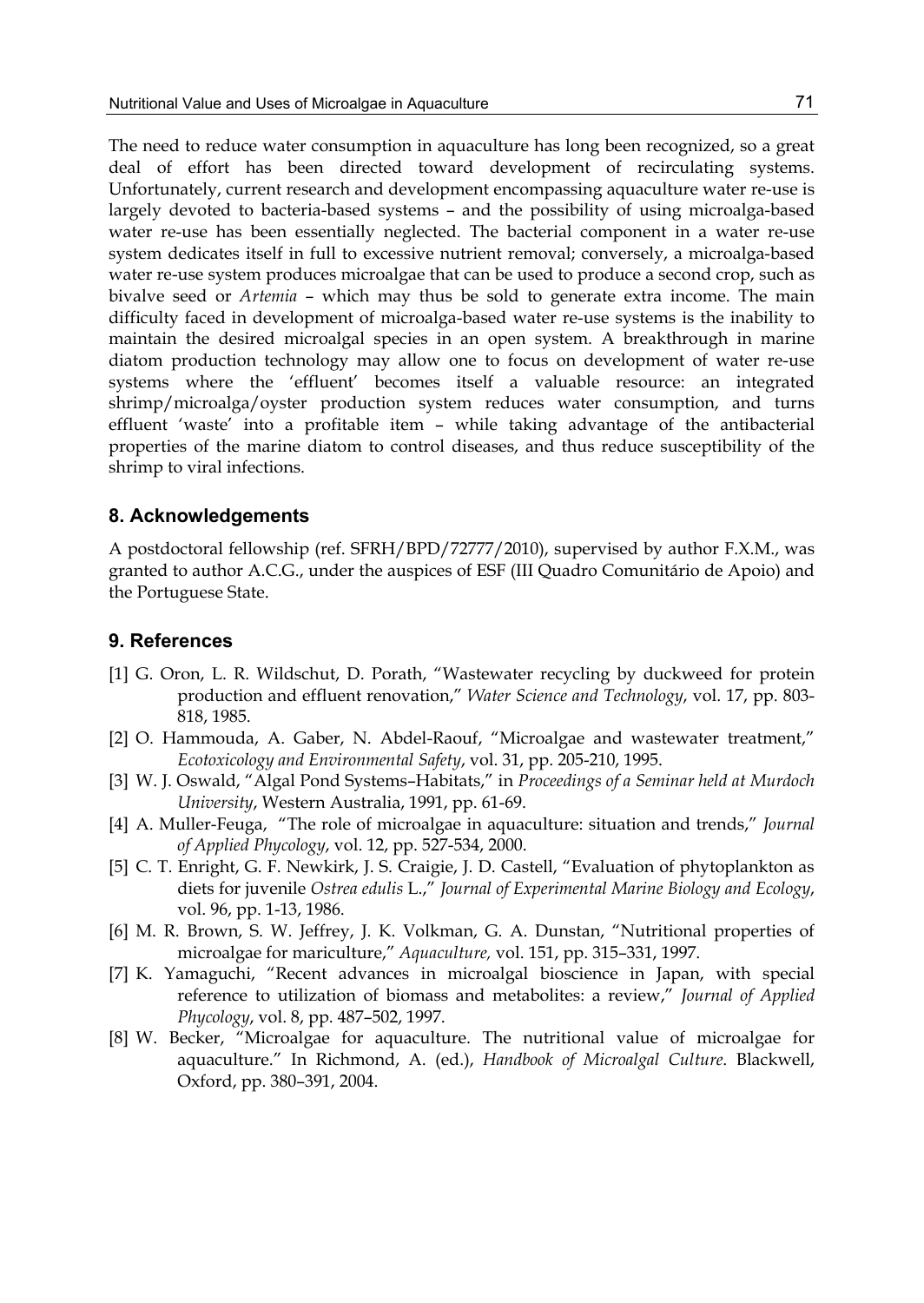The need to reduce water consumption in aquaculture has long been recognized, so a great deal of effort has been directed toward development of recirculating systems. Unfortunately, current research and development encompassing aquaculture water re-use is largely devoted to bacteria-based systems – and the possibility of using microalga-based water re-use has been essentially neglected. The bacterial component in a water re-use system dedicates itself in full to excessive nutrient removal; conversely, a microalga-based water re-use system produces microalgae that can be used to produce a second crop, such as bivalve seed or *Artemia* – which may thus be sold to generate extra income. The main difficulty faced in development of microalga-based water re-use systems is the inability to maintain the desired microalgal species in an open system. A breakthrough in marine diatom production technology may allow one to focus on development of water re-use systems where the 'effluent' becomes itself a valuable resource: an integrated shrimp/microalga/oyster production system reduces water consumption, and turns effluent 'waste' into a profitable item – while taking advantage of the antibacterial properties of the marine diatom to control diseases, and thus reduce susceptibility of the shrimp to viral infections.

## 8. Acknowledgements

A postdoctoral fellowship (ref. SFRH/BPD/72777/2010), supervised by author F.X.M., was granted to author A.C.G., under the auspices of ESF (III Quadro Comunitário de Apoio) and the Portuguese State.

## 9. References

[1] G. Oron, L. R. Wildschut, D. Porath, "Wastewater recycling by duckweed for protein production and effluent renovation," *Water Science and Technology*, vol. 17, pp. 803-818, 1985.

[2] O. Hammouda, A. Gaber, N. Abdel-Raouf, "Microalgae and wastewater treatment," *Ecotoxicology and Environmental Safety*, vol. 31, pp. 205-210, 1995.

[3] W. J. Oswald, "Algal Pond Systems–Habitats," in *Proceedings of a Seminar held at Murdoch University*, Western Australia, 1991, pp. 61-69.

[4] A. Muller-Feuga, "The role of microalgae in aquaculture: situation and trends," *Journal of Applied Phycology*, vol. 12, pp. 527-534, 2000.

[5] C. T. Enright, G. F. Newkirk, J. S. Craigie, J. D. Castell, "Evaluation of phytoplankton as diets for juvenile *Ostrea edulis* L.," *Journal of Experimental Marine Biology and Ecology*, vol. 96, pp. 1-13, 1986.

[6] M. R. Brown, S. W. Jeffrey, J. K. Volkman, G. A. Dunstan, "Nutritional properties of microalgae for mariculture," *Aquaculture,* vol. 151, pp. 315–331, 1997.

[7] K. Yamaguchi, "Recent advances in microalgal bioscience in Japan, with special reference to utilization of biomass and metabolites: a review," *Journal of Applied Phycology*, vol. 8, pp. 487–502, 1997.

[8] W. Becker, "Microalgae for aquaculture. The nutritional value of microalgae for aquaculture." In Richmond, A. (ed.), *Handbook of Microalgal Culture*. Blackwell, Oxford, pp. 380–391, 2004.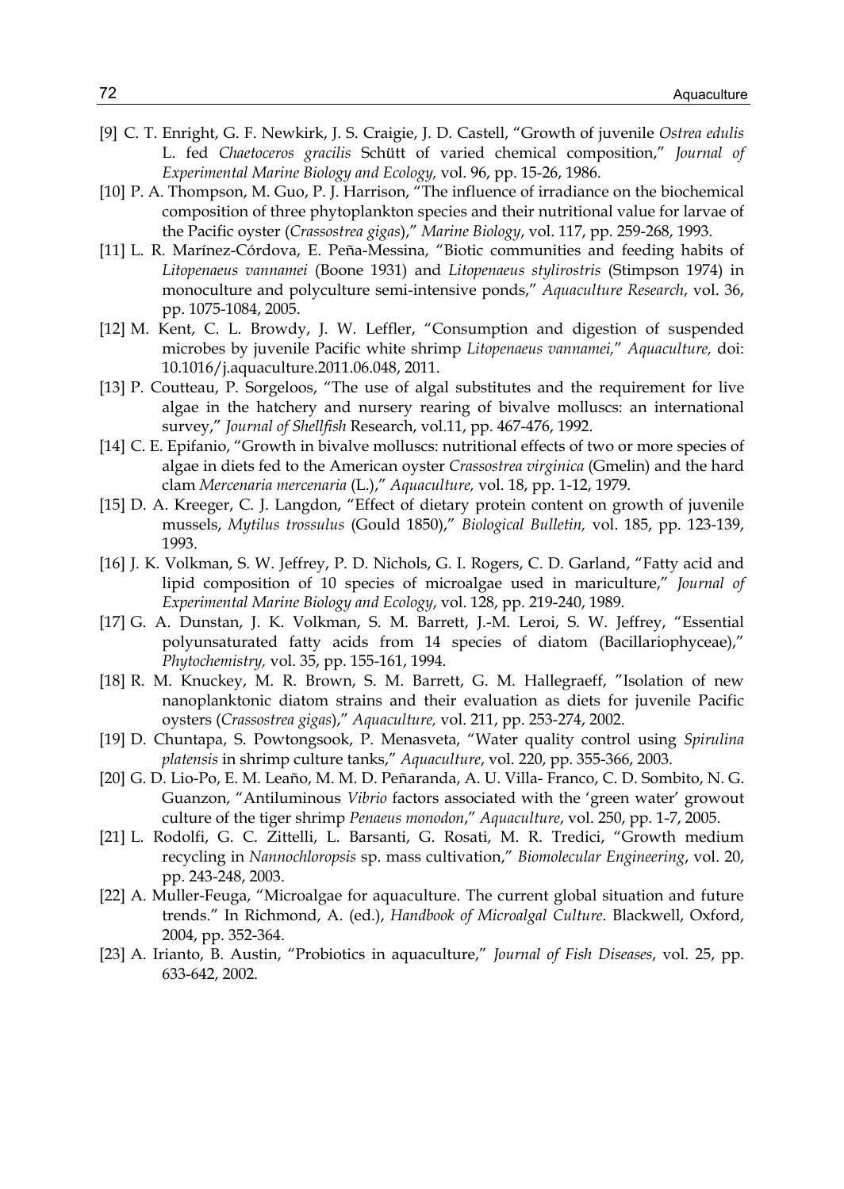[9] C. T. Enright, G. F. Newkirk, J. S. Craigie, J. D. Castell, "Growth of juvenile *Ostrea edulis* L. fed *Chaetoceros gracilis* Schütt of varied chemical composition," *Journal of Experimental Marine Biology and Ecology,* vol. 96, pp. 15-26, 1986.

[10] P. A. Thompson, M. Guo, P. J. Harrison, "The influence of irradiance on the biochemical composition of three phytoplankton species and their nutritional value for larvae of the Pacific oyster (*Crassostrea gigas*)," *Marine Biology*, vol. 117, pp. 259-268, 1993.

[11] L. R. Marínez-Córdova, E. Peña-Messina, "Biotic communities and feeding habits of *Litopenaeus vannamei* (Boone 1931) and *Litopenaeus stylirostris* (Stimpson 1974) in monoculture and polyculture semi-intensive ponds," *Aquaculture Research*, vol. 36, pp. 1075-1084, 2005.

[12] M. Kent, C. L. Browdy, J. W. Leffler, "Consumption and digestion of suspended microbes by juvenile Pacific white shrimp *Litopenaeus vannamei,*" *Aquaculture,* doi: 10.1016/j.aquaculture.2011.06.048, 2011.

[13] P. Coutteau, P. Sorgeloos, "The use of algal substitutes and the requirement for live algae in the hatchery and nursery rearing of bivalve molluscs: an international survey," *Journal of Shellfish* Research, vol.11, pp. 467-476, 1992.

[14] C. E. Epifanio, "Growth in bivalve molluscs: nutritional effects of two or more species of algae in diets fed to the American oyster *Crassostrea virginica* (Gmelin) and the hard clam *Mercenaria mercenaria* (L.)," *Aquaculture,* vol. 18, pp. 1-12, 1979.

[15] D. A. Kreeger, C. J. Langdon, "Effect of dietary protein content on growth of juvenile mussels, *Mytilus trossulus* (Gould 1850)," *Biological Bulletin,* vol. 185, pp. 123-139, 1993.

[16] J. K. Volkman, S. W. Jeffrey, P. D. Nichols, G. I. Rogers, C. D. Garland, "Fatty acid and lipid composition of 10 species of microalgae used in mariculture," *Journal of Experimental Marine Biology and Ecology*, vol. 128, pp. 219-240, 1989.

[17] G. A. Dunstan, J. K. Volkman, S. M. Barrett, J.-M. Leroi, S. W. Jeffrey, "Essential polyunsaturated fatty acids from 14 species of diatom (Bacillariophyceae)," *Phytochemistry,* vol. 35, pp. 155-161, 1994.

[18] R. M. Knuckey, M. R. Brown, S. M. Barrett, G. M. Hallegraeff, "Isolation of new nanoplanktonic diatom strains and their evaluation as diets for juvenile Pacific oysters (*Crassostrea gigas*)," *Aquaculture,* vol. 211, pp. 253-274, 2002.

[19] D. Chuntapa, S. Powtongsook, P. Menasveta, "Water quality control using *Spirulina platensis* in shrimp culture tanks," *Aquaculture*, vol. 220, pp. 355-366, 2003.

[20] G. D. Lio-Po, E. M. Leaño, M. M. D. Peñaranda, A. U. Villa- Franco, C. D. Sombito, N. G. Guanzon, "Antiluminous *Vibrio* factors associated with the 'green water' growout culture of the tiger shrimp *Penaeus monodon*," *Aquaculture*, vol. 250, pp. 1-7, 2005.

[21] L. Rodolfi, G. C. Zittelli, L. Barsanti, G. Rosati, M. R. Tredici, "Growth medium recycling in *Nannochloropsis* sp. mass cultivation," *Biomolecular Engineering*, vol. 20, pp. 243-248, 2003.

[22] A. Muller-Feuga, "Microalgae for aquaculture. The current global situation and future trends." In Richmond, A. (ed.), *Handbook of Microalgal Culture*. Blackwell, Oxford, 2004, pp. 352-364.

[23] A. Irianto, B. Austin, "Probiotics in aquaculture," *Journal of Fish Diseases*, vol. 25, pp. 633-642, 2002.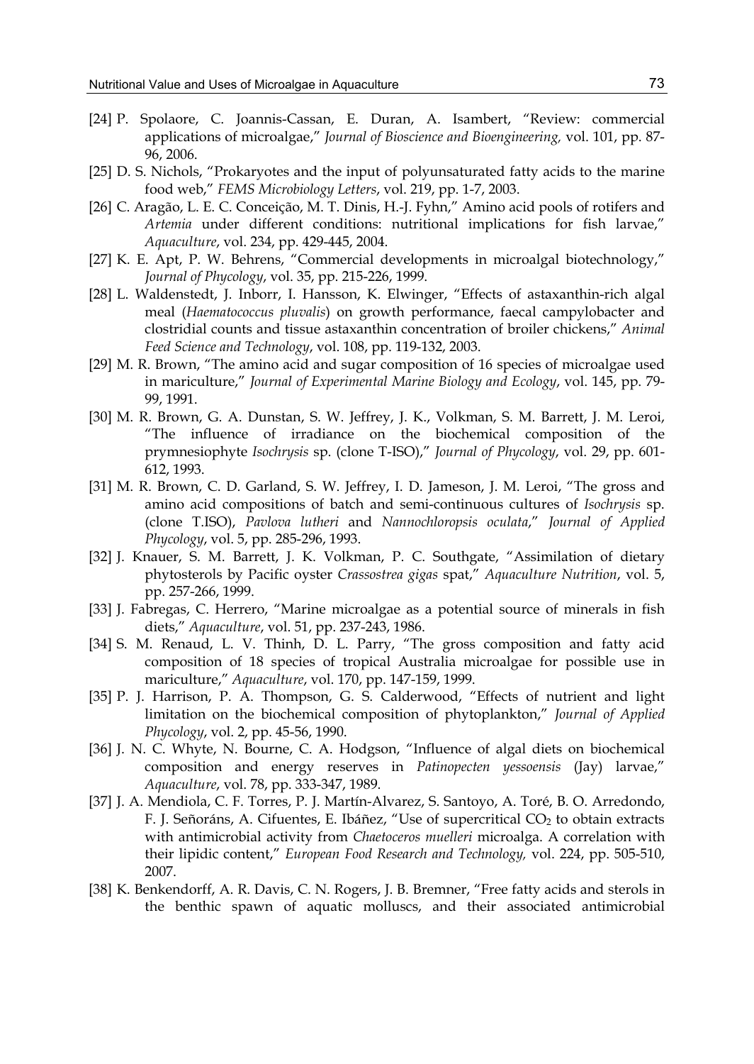[24] P. Spolaore, C. Joannis-Cassan, E. Duran, A. Isambert, "Review: commercial applications of microalgae," *Journal of Bioscience and Bioengineering,* vol. 101, pp. 87-96, 2006.

[25] D. S. Nichols, "Prokaryotes and the input of polyunsaturated fatty acids to the marine food web," *FEMS Microbiology Letters*, vol. 219, pp. 1-7, 2003.

[26] C. Aragão, L. E. C. Conceição, M. T. Dinis, H.-J. Fyhn," Amino acid pools of rotifers and *Artemia* under different conditions: nutritional implications for fish larvae," *Aquaculture*, vol. 234, pp. 429-445, 2004.

[27] K. E. Apt, P. W. Behrens, "Commercial developments in microalgal biotechnology," *Journal of Phycology*, vol. 35, pp. 215-226, 1999.

[28] L. Waldenstedt, J. Inborr, I. Hansson, K. Elwinger, "Effects of astaxanthin-rich algal meal (*Haematococcus pluvalis*) on growth performance, faecal campylobacter and clostridial counts and tissue astaxanthin concentration of broiler chickens," *Animal Feed Science and Technology*, vol. 108, pp. 119-132, 2003.

[29] M. R. Brown, "The amino acid and sugar composition of 16 species of microalgae used in mariculture," *Journal of Experimental Marine Biology and Ecology*, vol. 145, pp. 79-99, 1991.

[30] M. R. Brown, G. A. Dunstan, S. W. Jeffrey, J. K., Volkman, S. M. Barrett, J. M. Leroi, "The influence of irradiance on the biochemical composition of the prymnesiophyte *Isochrysis* sp. (clone T-ISO)," *Journal of Phycology*, vol. 29, pp. 601-612, 1993.

[31] M. R. Brown, C. D. Garland, S. W. Jeffrey, I. D. Jameson, J. M. Leroi, "The gross and amino acid compositions of batch and semi-continuous cultures of *Isochrysis* sp. (clone T.ISO), *Pavlova lutheri* and *Nannochloropsis oculata*," *Journal of Applied Phycology*, vol. 5, pp. 285-296, 1993.

[32] J. Knauer, S. M. Barrett, J. K. Volkman, P. C. Southgate, "Assimilation of dietary phytosterols by Pacific oyster *Crassostrea gigas* spat," *Aquaculture Nutrition*, vol. 5, pp. 257-266, 1999.

[33] J. Fabregas, C. Herrero, "Marine microalgae as a potential source of minerals in fish diets," *Aquaculture*, vol. 51, pp. 237-243, 1986.

[34] S. M. Renaud, L. V. Thinh, D. L. Parry, "The gross composition and fatty acid composition of 18 species of tropical Australia microalgae for possible use in mariculture," *Aquaculture*, vol. 170, pp. 147-159, 1999.

[35] P. J. Harrison, P. A. Thompson, G. S. Calderwood, "Effects of nutrient and light limitation on the biochemical composition of phytoplankton," *Journal of Applied Phycology*, vol. 2, pp. 45-56, 1990.

[36] J. N. C. Whyte, N. Bourne, C. A. Hodgson, "Influence of algal diets on biochemical composition and energy reserves in *Patinopecten yessoensis* (Jay) larvae," *Aquaculture*, vol. 78, pp. 333-347, 1989.

[37] J. A. Mendiola, C. F. Torres, P. J. Martín-Alvarez, S. Santoyo, A. Toré, B. O. Arredondo, F. J. Señoráns, A. Cifuentes, E. Ibáñez, "Use of supercritical $CO_2$ to obtain extracts with antimicrobial activity from *Chaetoceros muelleri* microalga. A correlation with their lipidic content," *European Food Research and Technology,* vol. 224, pp. 505-510, 2007.

[38] K. Benkendorff, A. R. Davis, C. N. Rogers, J. B. Bremner, "Free fatty acids and sterols in the benthic spawn of aquatic molluscs, and their associated antimicrobial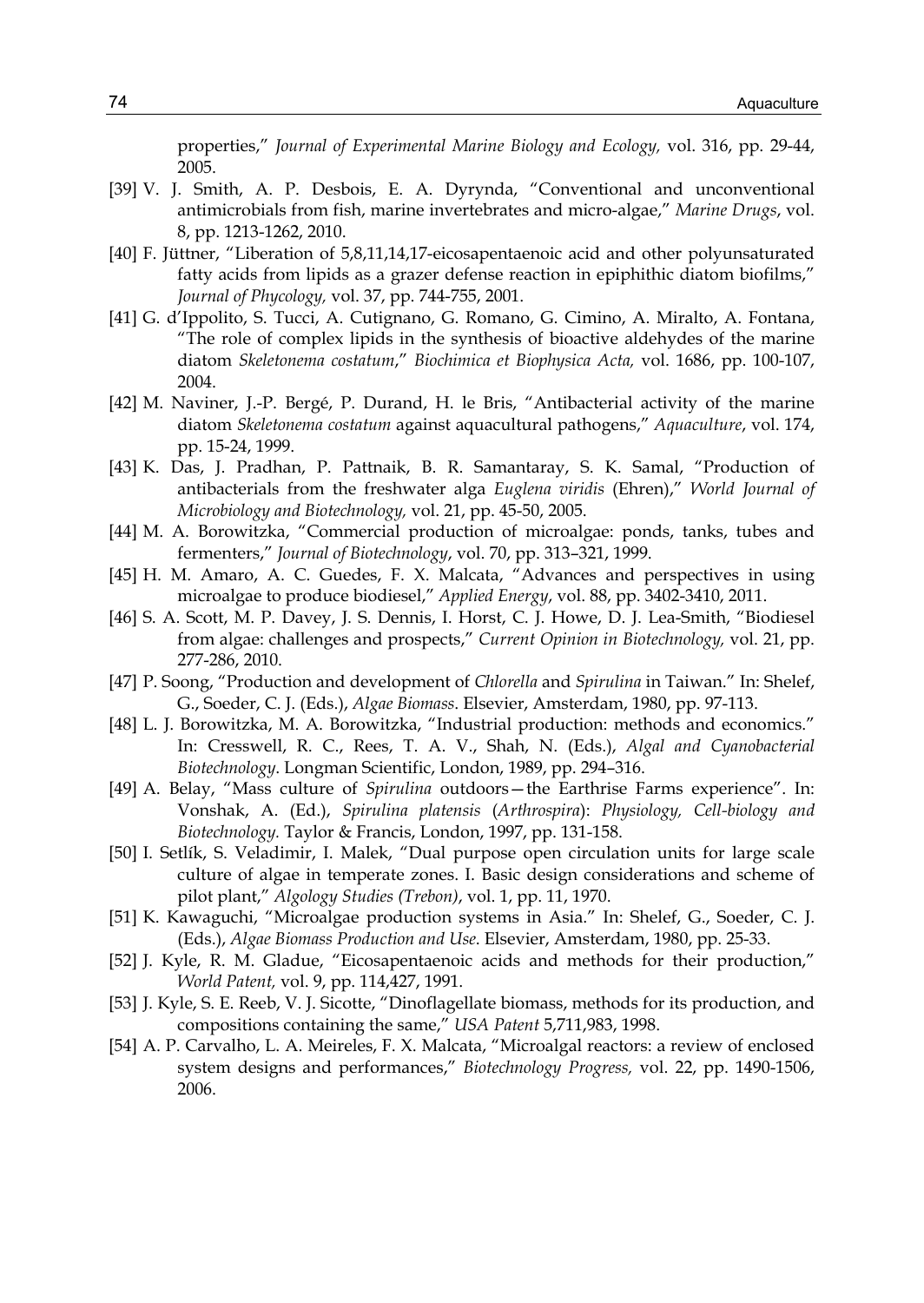properties," *Journal of Experimental Marine Biology and Ecology,* vol. 316, pp. 29-44, 2005.

[39] V. J. Smith, A. P. Desbois, E. A. Dyrynda, "Conventional and unconventional antimicrobials from fish, marine invertebrates and micro-algae," *Marine Drugs*, vol. 8, pp. 1213-1262, 2010.

[40] F. Jüttner, "Liberation of 5,8,11,14,17-eicosapentaenoic acid and other polyunsaturated fatty acids from lipids as a grazer defense reaction in epiphithic diatom biofilms," *Journal of Phycology,* vol. 37, pp. 744-755, 2001.

[41] G. d'Ippolito, S. Tucci, A. Cutignano, G. Romano, G. Cimino, A. Miralto, A. Fontana, "The role of complex lipids in the synthesis of bioactive aldehydes of the marine diatom *Skeletonema costatum*," *Biochimica et Biophysica Acta,* vol. 1686, pp. 100-107, 2004.

[42] M. Naviner, J.-P. Bergé, P. Durand, H. le Bris, "Antibacterial activity of the marine diatom *Skeletonema costatum* against aquacultural pathogens," *Aquaculture*, vol. 174, pp. 15-24, 1999.

[43] K. Das, J. Pradhan, P. Pattnaik, B. R. Samantaray, S. K. Samal, "Production of antibacterials from the freshwater alga *Euglena viridis* (Ehren)," *World Journal of Microbiology and Biotechnology,* vol. 21, pp. 45-50, 2005.

[44] M. A. Borowitzka, "Commercial production of microalgae: ponds, tanks, tubes and fermenters," *Journal of Biotechnology*, vol. 70, pp. 313–321, 1999.

[45] H. M. Amaro, A. C. Guedes, F. X. Malcata, "Advances and perspectives in using microalgae to produce biodiesel," *Applied Energy*, vol. 88, pp. 3402-3410, 2011.

[46] S. A. Scott, M. P. Davey, J. S. Dennis, I. Horst, C. J. Howe, D. J. Lea-Smith, "Biodiesel from algae: challenges and prospects," *Current Opinion in Biotechnology,* vol. 21, pp. 277-286, 2010.

[47] P. Soong, "Production and development of *Chlorella* and *Spirulina* in Taiwan." In: Shelef, G., Soeder, C. J. (Eds.), *Algae Biomass*. Elsevier, Amsterdam, 1980, pp. 97-113.

[48] L. J. Borowitzka, M. A. Borowitzka, "Industrial production: methods and economics." In: Cresswell, R. C., Rees, T. A. V., Shah, N. (Eds.), *Algal and Cyanobacterial Biotechnology*. Longman Scientific, London, 1989, pp. 294–316.

[49] A. Belay, "Mass culture of *Spirulina* outdoors—the Earthrise Farms experience". In: Vonshak, A. (Ed.), *Spirulina platensis* (*Arthrospira*): *Physiology, Cell-biology and Biotechnology.* Taylor & Francis, London, 1997, pp. 131-158.

[50] I. Setlík, S. Veladimir, I. Malek, "Dual purpose open circulation units for large scale culture of algae in temperate zones. I. Basic design considerations and scheme of pilot plant," *Algology Studies (Trebon)*, vol. 1, pp. 11, 1970.

[51] K. Kawaguchi, "Microalgae production systems in Asia." In: Shelef, G., Soeder, C. J. (Eds.), *Algae Biomass Production and Use*. Elsevier, Amsterdam, 1980, pp. 25-33.

[52] J. Kyle, R. M. Gladue, "Eicosapentaenoic acids and methods for their production," *World Patent,* vol. 9, pp. 114,427, 1991.

[53] J. Kyle, S. E. Reeb, V. J. Sicotte, "Dinoflagellate biomass, methods for its production, and compositions containing the same," *USA Patent* 5,711,983, 1998.

[54] A. P. Carvalho, L. A. Meireles, F. X. Malcata, "Microalgal reactors: a review of enclosed system designs and performances," *Biotechnology Progress,* vol. 22, pp. 1490-1506, 2006.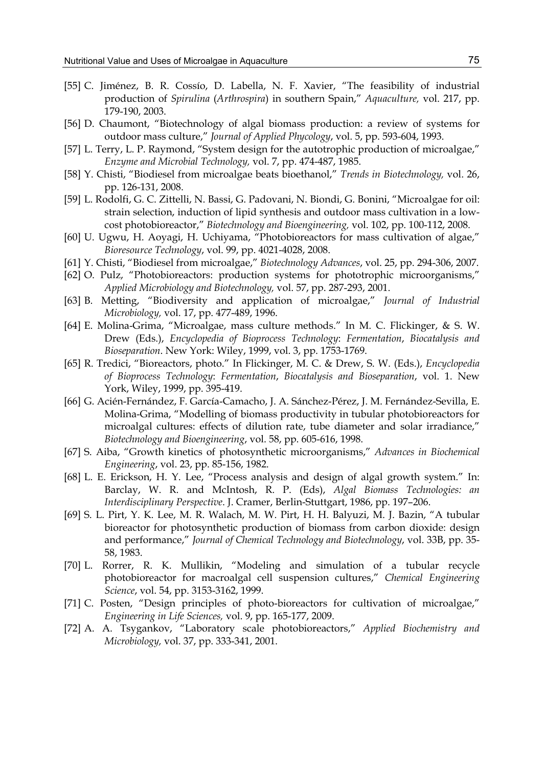[55] C. Jiménez, B. R. Cossío, D. Labella, N. F. Xavier, "The feasibility of industrial production of *Spirulina* (*Arthrospira*) in southern Spain," *Aquaculture,* vol. 217, pp. 179-190, 2003.

[56] D. Chaumont, "Biotechnology of algal biomass production: a review of systems for outdoor mass culture," *Journal of Applied Phycology*, vol. 5, pp. 593-604, 1993.

[57] L. Terry, L. P. Raymond, "System design for the autotrophic production of microalgae," *Enzyme and Microbial Technology,* vol. 7, pp. 474-487, 1985.

[58] Y. Chisti, "Biodiesel from microalgae beats bioethanol," *Trends in Biotechnology,* vol. 26, pp. 126-131, 2008.

[59] L. Rodolfi, G. C. Zittelli, N. Bassi, G. Padovani, N. Biondi, G. Bonini, "Microalgae for oil: strain selection, induction of lipid synthesis and outdoor mass cultivation in a low-cost photobioreactor," *Biotechnology and Bioengineering,* vol. 102, pp. 100-112, 2008.

[60] U. Ugwu, H. Aoyagi, H. Uchiyama, "Photobioreactors for mass cultivation of algae," *Bioresource Technology*, vol. 99, pp. 4021-4028, 2008.

[61] Y. Chisti, "Biodiesel from microalgae," *Biotechnology Advances*, vol. 25, pp. 294-306, 2007.

[62] O. Pulz, "Photobioreactors: production systems for phototrophic microorganisms," *Applied Microbiology and Biotechnology,* vol. 57, pp. 287-293, 2001.

[63] B. Metting, "Biodiversity and application of microalgae," *Journal of Industrial Microbiology,* vol. 17, pp. 477-489, 1996.

[64] E. Molina-Grima, "Microalgae, mass culture methods." In M. C. Flickinger, & S. W. Drew (Eds.), *Encyclopedia of Bioprocess Technology*: *Fermentation*, *Biocatalysis and Bioseparation*. New York: Wiley, 1999, vol. 3, pp. 1753-1769.

[65] R. Tredici, "Bioreactors, photo." In Flickinger, M. C. & Drew, S. W. (Eds.), *Encyclopedia of Bioprocess Technology*: *Fermentation*, *Biocatalysis and Bioseparation*, vol. 1. New York, Wiley, 1999, pp. 395-419.

[66] G. Acién-Fernández, F. García-Camacho, J. A. Sánchez-Pérez, J. M. Fernández-Sevilla, E. Molina-Grima, "Modelling of biomass productivity in tubular photobioreactors for microalgal cultures: effects of dilution rate, tube diameter and solar irradiance," *Biotechnology and Bioengineering*, vol. 58, pp. 605-616, 1998.

[67] S. Aiba, "Growth kinetics of photosynthetic microorganisms," *Advances in Biochemical Engineering*, vol. 23, pp. 85-156, 1982.

[68] L. E. Erickson, H. Y. Lee, "Process analysis and design of algal growth system." In: Barclay, W. R. and McIntosh, R. P. (Eds), *Algal Biomass Technologies: an Interdisciplinary Perspective*. J. Cramer, Berlin-Stuttgart, 1986, pp. 197–206.

[69] S. L. Pirt, Y. K. Lee, M. R. Walach, M. W. Pirt, H. H. Balyuzi, M. J. Bazin, "A tubular bioreactor for photosynthetic production of biomass from carbon dioxide: design and performance," *Journal of Chemical Technology and Biotechnology*, vol. 33B, pp. 35-58, 1983.

[70] L. Rorrer, R. K. Mullikin, "Modeling and simulation of a tubular recycle photobioreactor for macroalgal cell suspension cultures," *Chemical Engineering Science*, vol. 54, pp. 3153-3162, 1999.

[71] C. Posten, "Design principles of photo-bioreactors for cultivation of microalgae," *Engineering in Life Sciences,* vol. 9, pp. 165-177, 2009.

[72] A. A. Tsygankov, "Laboratory scale photobioreactors," *Applied Biochemistry and Microbiology,* vol. 37, pp. 333-341, 2001.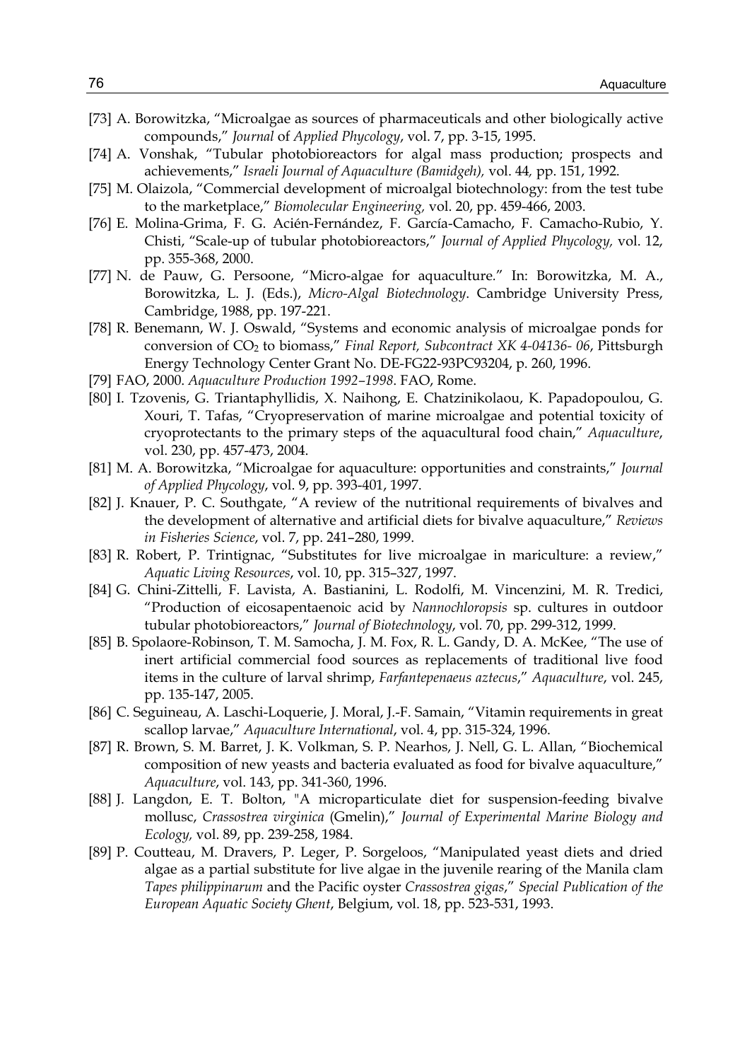[73] A. Borowitzka, "Microalgae as sources of pharmaceuticals and other biologically active compounds," *Journal* of *Applied Phycology*, vol. 7, pp. 3-15, 1995.

[74] A. Vonshak, "Tubular photobioreactors for algal mass production; prospects and achievements," *Israeli Journal of Aquaculture (Bamidgeh),* vol. 44*,* pp. 151, 1992.

[75] M. Olaizola, "Commercial development of microalgal biotechnology: from the test tube to the marketplace," *Biomolecular Engineering,* vol. 20, pp. 459-466, 2003.

[76] E. Molina-Grima, F. G. Acién-Fernández, F. García-Camacho, F. Camacho-Rubio, Y. Chisti, "Scale-up of tubular photobioreactors," *Journal of Applied Phycology,* vol. 12, pp. 355-368, 2000.

[77] N. de Pauw, G. Persoone, "Micro-algae for aquaculture." In: Borowitzka, M. A., Borowitzka, L. J. (Eds.), *Micro-Algal Biotechnology*. Cambridge University Press, Cambridge, 1988, pp. 197-221.

[78] R. Benemann, W. J. Oswald, "Systems and economic analysis of microalgae ponds for conversion of $CO_2$ to biomass," *Final Report, Subcontract XK 4-04136- 06*, Pittsburgh Energy Technology Center Grant No. DE-FG22-93PC93204, p. 260, 1996.

[79] FAO, 2000. *Aquaculture Production 1992–1998.* FAO, Rome.

[80] I. Tzovenis, G. Triantaphyllidis, X. Naihong, E. Chatzinikolaou, K. Papadopoulou, G. Xouri, T. Tafas, "Cryopreservation of marine microalgae and potential toxicity of cryoprotectants to the primary steps of the aquacultural food chain," *Aquaculture*, vol. 230, pp. 457-473, 2004.

[81] M. A. Borowitzka, "Microalgae for aquaculture: opportunities and constraints," *Journal of Applied Phycology*, vol. 9, pp. 393-401, 1997.

[82] J. Knauer, P. C. Southgate, "A review of the nutritional requirements of bivalves and the development of alternative and artificial diets for bivalve aquaculture," *Reviews in Fisheries Science*, vol. 7, pp. 241–280, 1999.

[83] R. Robert, P. Trintignac, "Substitutes for live microalgae in mariculture: a review," *Aquatic Living Resources*, vol. 10, pp. 315–327, 1997.

[84] G. Chini-Zittelli, F. Lavista, A. Bastianini, L. Rodolfi, M. Vincenzini, M. R. Tredici, "Production of eicosapentaenoic acid by *Nannochloropsis* sp. cultures in outdoor tubular photobioreactors," *Journal of Biotechnology*, vol. 70, pp. 299-312, 1999.

[85] B. Spolaore-Robinson, T. M. Samocha, J. M. Fox, R. L. Gandy, D. A. McKee, "The use of inert artificial commercial food sources as replacements of traditional live food items in the culture of larval shrimp, *Farfantepenaeus aztecus*," *Aquaculture*, vol. 245, pp. 135-147, 2005.

[86] C. Seguineau, A. Laschi-Loquerie, J. Moral, J.-F. Samain, "Vitamin requirements in great scallop larvae," *Aquaculture International*, vol. 4, pp. 315-324, 1996.

[87] R. Brown, S. M. Barret, J. K. Volkman, S. P. Nearhos, J. Nell, G. L. Allan, "Biochemical composition of new yeasts and bacteria evaluated as food for bivalve aquaculture," *Aquaculture*, vol. 143, pp. 341-360, 1996.

[88] J. Langdon, E. T. Bolton, "A microparticulate diet for suspension-feeding bivalve mollusc, *Crassostrea virginica* (Gmelin)," *Journal of Experimental Marine Biology and Ecology,* vol. 89, pp. 239-258, 1984.

[89] P. Coutteau, M. Dravers, P. Leger, P. Sorgeloos, "Manipulated yeast diets and dried algae as a partial substitute for live algae in the juvenile rearing of the Manila clam *Tapes philippinarum* and the Pacific oyster *Crassostrea gigas*," *Special Publication of the European Aquatic Society Ghent*, Belgium, vol. 18, pp. 523-531, 1993.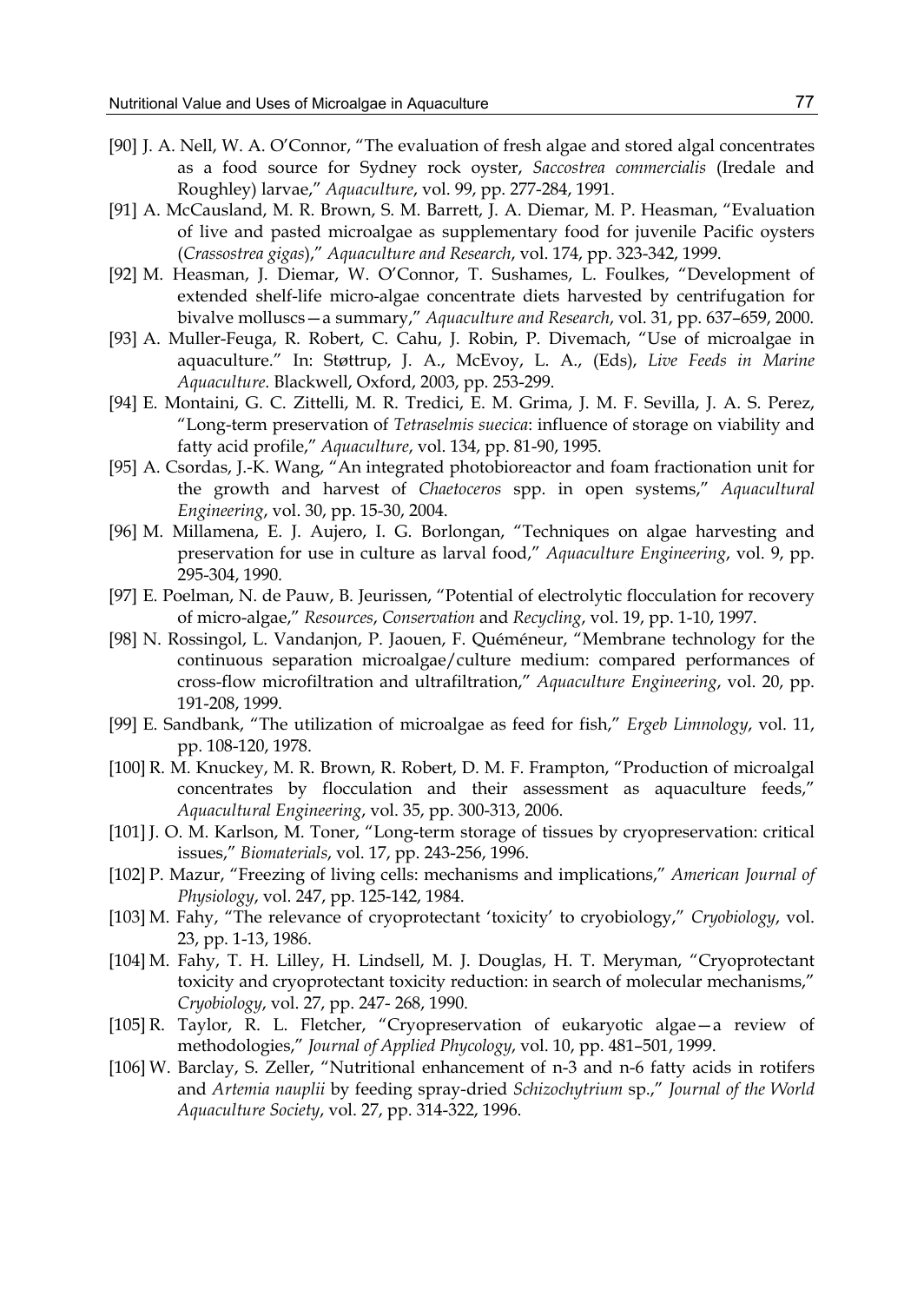[90] J. A. Nell, W. A. O'Connor, "The evaluation of fresh algae and stored algal concentrates as a food source for Sydney rock oyster, *Saccostrea commercialis* (Iredale and Roughley) larvae," *Aquaculture*, vol. 99, pp. 277-284, 1991.

[91] A. McCausland, M. R. Brown, S. M. Barrett, J. A. Diemar, M. P. Heasman, "Evaluation of live and pasted microalgae as supplementary food for juvenile Pacific oysters (*Crassostrea gigas*)," *Aquaculture and Research*, vol. 174, pp. 323-342, 1999.

[92] M. Heasman, J. Diemar, W. O'Connor, T. Sushames, L. Foulkes, "Development of extended shelf-life micro-algae concentrate diets harvested by centrifugation for bivalve molluscs—a summary," *Aquaculture and Research*, vol. 31, pp. 637–659, 2000.

[93] A. Muller-Feuga, R. Robert, C. Cahu, J. Robin, P. Divemach, "Use of microalgae in aquaculture." In: Støttrup, J. A., McEvoy, L. A., (Eds), *Live Feeds in Marine Aquaculture*. Blackwell, Oxford, 2003, pp. 253-299.

[94] E. Montaini, G. C. Zittelli, M. R. Tredici, E. M. Grima, J. M. F. Sevilla, J. A. S. Perez, "Long-term preservation of *Tetraselmis suecica*: influence of storage on viability and fatty acid profile," *Aquaculture*, vol. 134, pp. 81-90, 1995.

[95] A. Csordas, J.-K. Wang, "An integrated photobioreactor and foam fractionation unit for the growth and harvest of *Chaetoceros* spp. in open systems," *Aquacultural Engineering*, vol. 30, pp. 15-30, 2004.

[96] M. Millamena, E. J. Aujero, I. G. Borlongan, "Techniques on algae harvesting and preservation for use in culture as larval food," *Aquaculture Engineering*, vol. 9, pp. 295-304, 1990.

[97] E. Poelman, N. de Pauw, B. Jeurissen, "Potential of electrolytic flocculation for recovery of micro-algae," *Resources*, *Conservation* and *Recycling*, vol. 19, pp. 1-10, 1997.

[98] N. Rossingol, L. Vandanjon, P. Jaouen, F. Quéméneur, "Membrane technology for the continuous separation microalgae/culture medium: compared performances of cross-flow microfiltration and ultrafiltration," *Aquaculture Engineering*, vol. 20, pp. 191-208, 1999.

[99] E. Sandbank, "The utilization of microalgae as feed for fish," *Ergeb Limnology*, vol. 11, pp. 108-120, 1978.

[100] R. M. Knuckey, M. R. Brown, R. Robert, D. M. F. Frampton, "Production of microalgal concentrates by flocculation and their assessment as aquaculture feeds," *Aquacultural Engineering*, vol. 35, pp. 300-313, 2006.

[101] J. O. M. Karlson, M. Toner, "Long-term storage of tissues by cryopreservation: critical issues," *Biomaterials*, vol. 17, pp. 243-256, 1996.

[102] P. Mazur, "Freezing of living cells: mechanisms and implications," *American Journal of Physiology*, vol. 247, pp. 125-142, 1984.

[103] M. Fahy, "The relevance of cryoprotectant 'toxicity' to cryobiology," *Cryobiology*, vol. 23, pp. 1-13, 1986.

[104] M. Fahy, T. H. Lilley, H. Lindsell, M. J. Douglas, H. T. Meryman, "Cryoprotectant toxicity and cryoprotectant toxicity reduction: in search of molecular mechanisms," *Cryobiology*, vol. 27, pp. 247- 268, 1990.

[105] R. Taylor, R. L. Fletcher, "Cryopreservation of eukaryotic algae—a review of methodologies," *Journal of Applied Phycology*, vol. 10, pp. 481–501, 1999.

[106] W. Barclay, S. Zeller, "Nutritional enhancement of n-3 and n-6 fatty acids in rotifers and *Artemia nauplii* by feeding spray-dried *Schizochytrium* sp.," *Journal of the World Aquaculture Society*, vol. 27, pp. 314-322, 1996.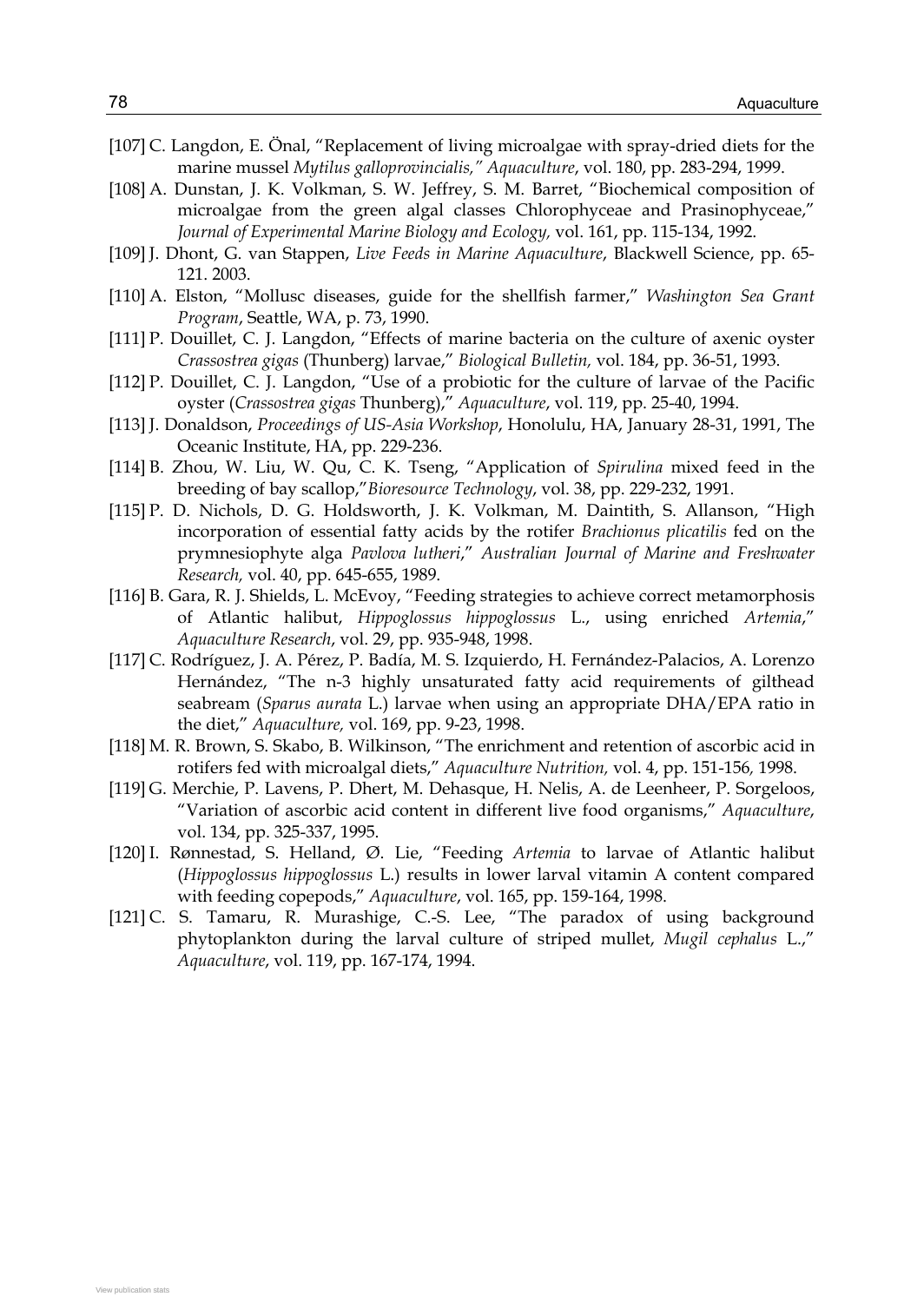[107] C. Langdon, E. Önal, "Replacement of living microalgae with spray-dried diets for the marine mussel *Mytilus galloprovincialis," Aquaculture*, vol. 180, pp. 283-294, 1999.

[108] A. Dunstan, J. K. Volkman, S. W. Jeffrey, S. M. Barret, "Biochemical composition of microalgae from the green algal classes Chlorophyceae and Prasinophyceae," *Journal of Experimental Marine Biology and Ecology,* vol. 161, pp. 115-134, 1992.

[109] J. Dhont, G. van Stappen, *Live Feeds in Marine Aquaculture*, Blackwell Science, pp. 65-121. 2003.

[110] A. Elston, "Mollusc diseases, guide for the shellfish farmer," *Washington Sea Grant Program*, Seattle, WA, p. 73, 1990.

[111] P. Douillet, C. J. Langdon, "Effects of marine bacteria on the culture of axenic oyster *Crassostrea gigas* (Thunberg) larvae," *Biological Bulletin,* vol. 184, pp. 36-51, 1993.

[112] P. Douillet, C. J. Langdon, "Use of a probiotic for the culture of larvae of the Pacific oyster (*Crassostrea gigas* Thunberg)," *Aquaculture*, vol. 119, pp. 25-40, 1994.

[113] J. Donaldson, *Proceedings of US-Asia Workshop*, Honolulu, HA, January 28-31, 1991, The Oceanic Institute, HA, pp. 229-236.

[114] B. Zhou, W. Liu, W. Qu, C. K. Tseng, "Application of *Spirulina* mixed feed in the breeding of bay scallop,"*Bioresource Technology*, vol. 38, pp. 229-232, 1991.

[115] P. D. Nichols, D. G. Holdsworth, J. K. Volkman, M. Daintith, S. Allanson, "High incorporation of essential fatty acids by the rotifer *Brachionus plicatilis* fed on the prymnesiophyte alga *Pavlova lutheri*," *Australian Journal of Marine and Freshwater Research,* vol. 40, pp. 645-655, 1989.

[116] B. Gara, R. J. Shields, L. McEvoy, "Feeding strategies to achieve correct metamorphosis of Atlantic halibut, *Hippoglossus hippoglossus* L., using enriched *Artemia*," *Aquaculture Research*, vol. 29, pp. 935-948, 1998.

[117] C. Rodríguez, J. A. Pérez, P. Badía, M. S. Izquierdo, H. Fernández-Palacios, A. Lorenzo Hernández, "The n-3 highly unsaturated fatty acid requirements of gilthead seabream (*Sparus aurata* L.) larvae when using an appropriate DHA/EPA ratio in the diet," *Aquaculture,* vol. 169, pp. 9-23, 1998.

[118] M. R. Brown, S. Skabo, B. Wilkinson, "The enrichment and retention of ascorbic acid in rotifers fed with microalgal diets," *Aquaculture Nutrition,* vol. 4, pp. 151-156, 1998.

[119] G. Merchie, P. Lavens, P. Dhert, M. Dehasque, H. Nelis, A. de Leenheer, P. Sorgeloos, "Variation of ascorbic acid content in different live food organisms," *Aquaculture*, vol. 134, pp. 325-337, 1995.

[120] I. Rønnestad, S. Helland, Ø. Lie, "Feeding *Artemia* to larvae of Atlantic halibut (*Hippoglossus hippoglossus* L.) results in lower larval vitamin A content compared with feeding copepods," *Aquaculture*, vol. 165, pp. 159-164, 1998.

[121] C. S. Tamaru, R. Murashige, C.-S. Lee, "The paradox of using background phytoplankton during the larval culture of striped mullet, *Mugil cephalus* L.," *Aquaculture*, vol. 119, pp. 167-174, 1994.